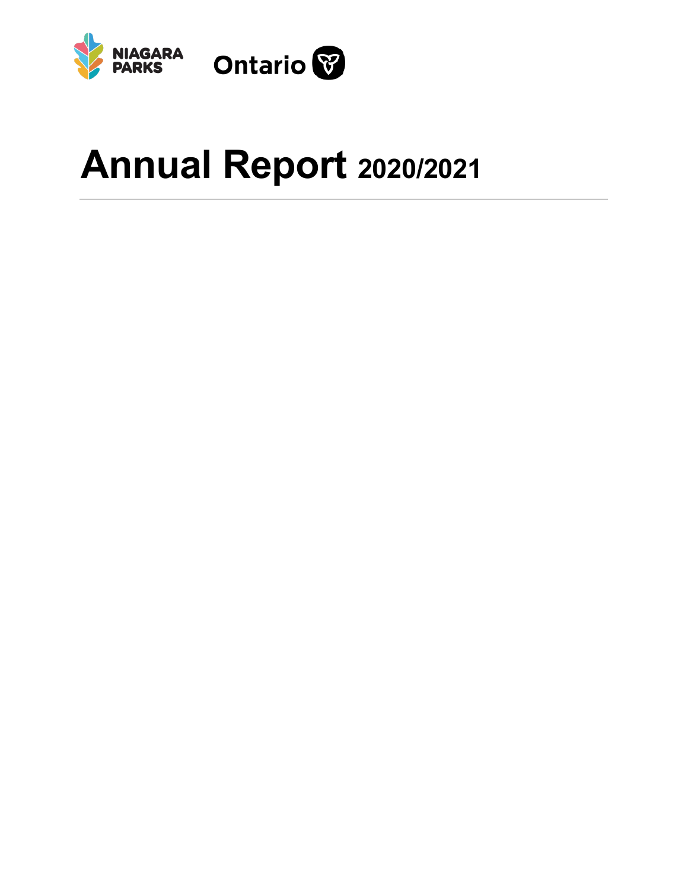NIAGARA PARKS

Ontario

# Annual Report 2020/2021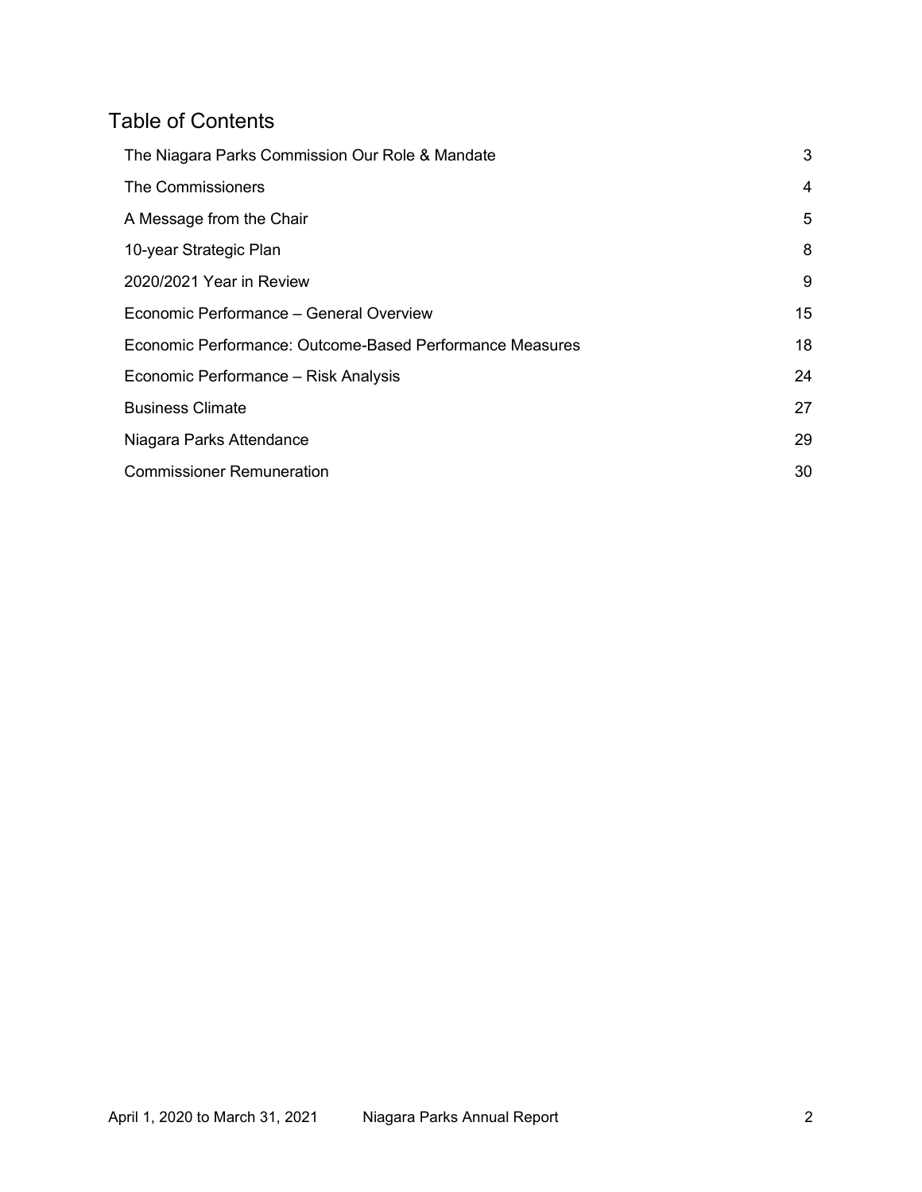## Table of Contents

| | |
|---|---|
| The Niagara Parks Commission Our Role & Mandate | 3 |
| The Commissioners | 4 |
| A Message from the Chair | 5 |
| 10-year Strategic Plan | 8 |
| 2020/2021 Year in Review | 9 |
| Economic Performance – General Overview | 15 |
| Economic Performance: Outcome-Based Performance Measures | 18 |
| Economic Performance – Risk Analysis | 24 |
| Business Climate | 27 |
| Niagara Parks Attendance | 29 |
| Commissioner Remuneration | 30 |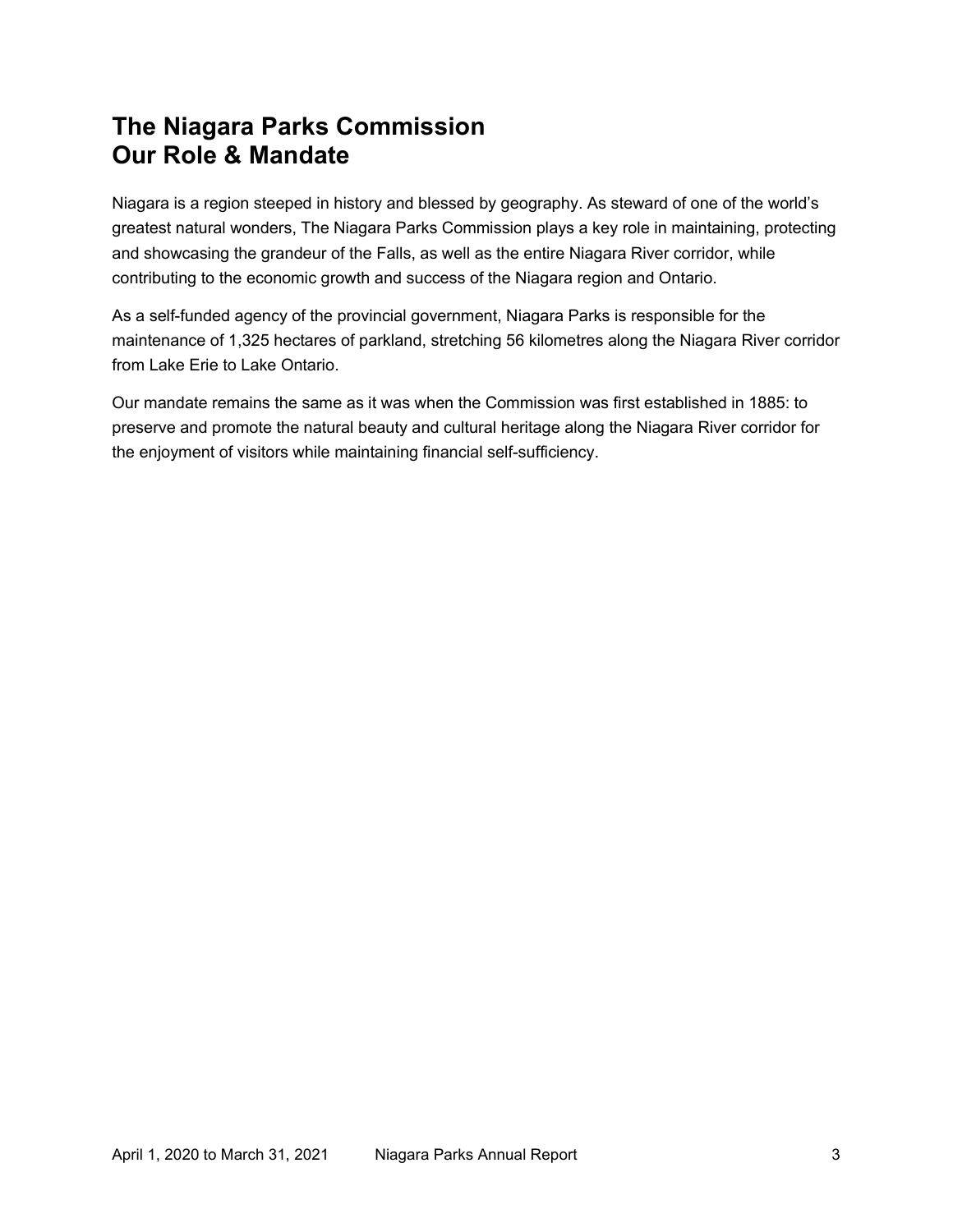# The Niagara Parks Commission
# Our Role & Mandate

Niagara is a region steeped in history and blessed by geography. As steward of one of the world's greatest natural wonders, The Niagara Parks Commission plays a key role in maintaining, protecting and showcasing the grandeur of the Falls, as well as the entire Niagara River corridor, while contributing to the economic growth and success of the Niagara region and Ontario.

As a self-funded agency of the provincial government, Niagara Parks is responsible for the maintenance of 1,325 hectares of parkland, stretching 56 kilometres along the Niagara River corridor from Lake Erie to Lake Ontario.

Our mandate remains the same as it was when the Commission was first established in 1885: to preserve and promote the natural beauty and cultural heritage along the Niagara River corridor for the enjoyment of visitors while maintaining financial self-sufficiency.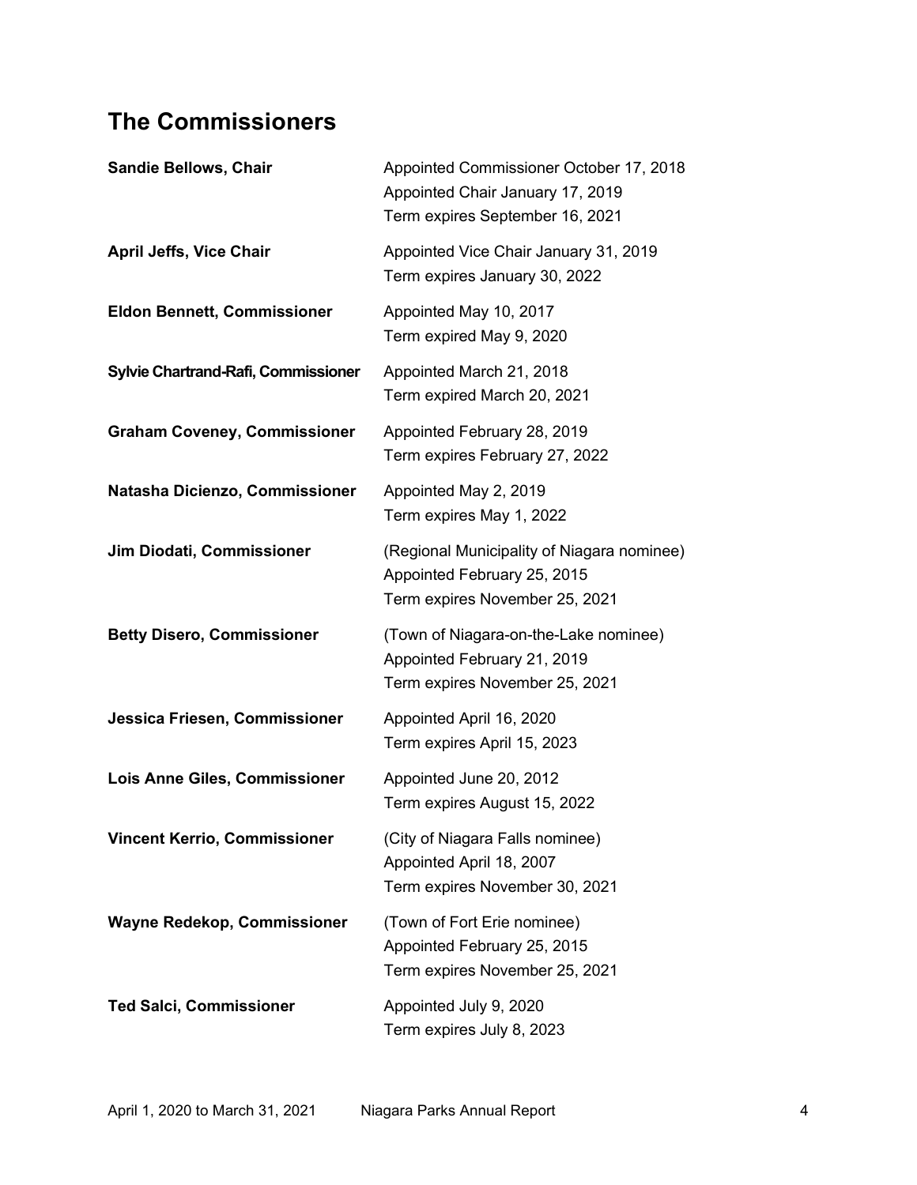## The Commissioners

| | |
|---|---|
| **Sandie Bellows, Chair** | Appointed Commissioner October 17, 2018<br>Appointed Chair January 17, 2019<br>Term expires September 16, 2021 |
| **April Jeffs, Vice Chair** | Appointed Vice Chair January 31, 2019<br>Term expires January 30, 2022 |
| **Eldon Bennett, Commissioner** | Appointed May 10, 2017<br>Term expired May 9, 2020 |
| **Sylvie Chartrand-Rafi, Commissioner** | Appointed March 21, 2018<br>Term expired March 20, 2021 |
| **Graham Coveney, Commissioner** | Appointed February 28, 2019<br>Term expires February 27, 2022 |
| **Natasha Dicienzo, Commissioner** | Appointed May 2, 2019<br>Term expires May 1, 2022 |
| **Jim Diodati, Commissioner** | (Regional Municipality of Niagara nominee)<br>Appointed February 25, 2015<br>Term expires November 25, 2021 |
| **Betty Disero, Commissioner** | (Town of Niagara-on-the-Lake nominee)<br>Appointed February 21, 2019<br>Term expires November 25, 2021 |
| **Jessica Friesen, Commissioner** | Appointed April 16, 2020<br>Term expires April 15, 2023 |
| **Lois Anne Giles, Commissioner** | Appointed June 20, 2012<br>Term expires August 15, 2022 |
| **Vincent Kerrio, Commissioner** | (City of Niagara Falls nominee)<br>Appointed April 18, 2007<br>Term expires November 30, 2021 |
| **Wayne Redekop, Commissioner** | (Town of Fort Erie nominee)<br>Appointed February 25, 2015<br>Term expires November 25, 2021 |
| **Ted Salci, Commissioner** | Appointed July 9, 2020<br>Term expires July 8, 2023 |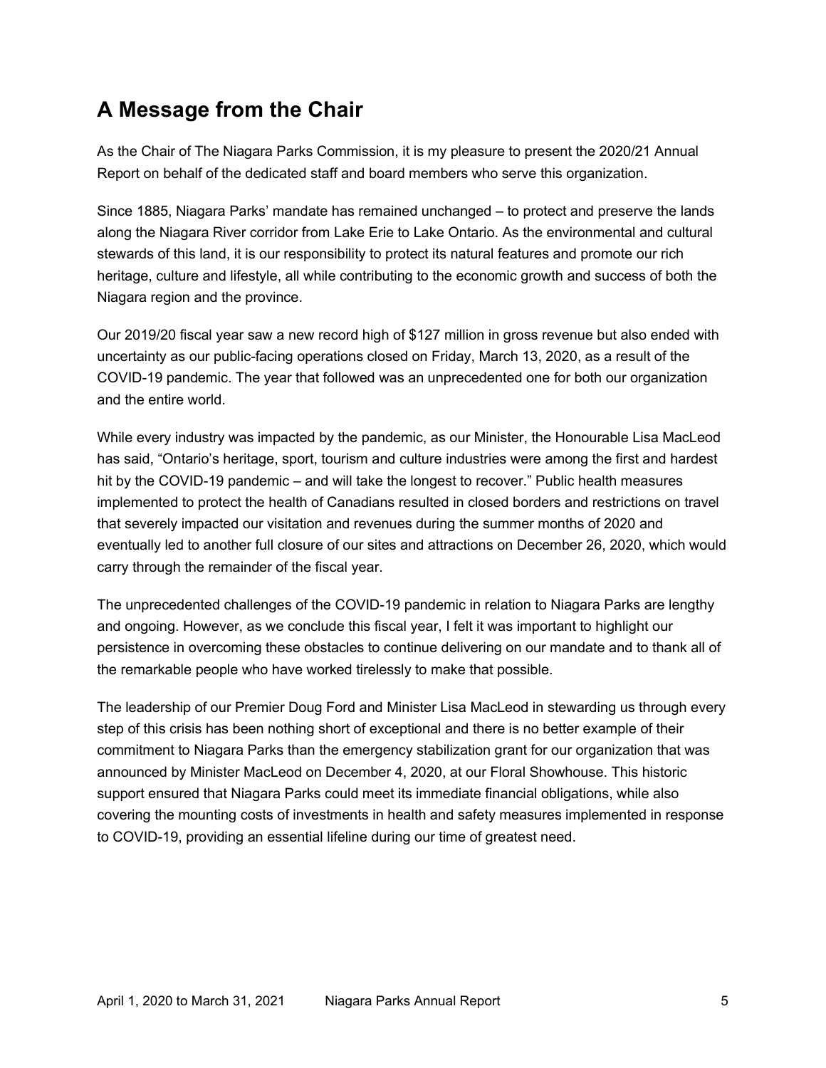## A Message from the Chair

As the Chair of The Niagara Parks Commission, it is my pleasure to present the 2020/21 Annual Report on behalf of the dedicated staff and board members who serve this organization.

Since 1885, Niagara Parks' mandate has remained unchanged – to protect and preserve the lands along the Niagara River corridor from Lake Erie to Lake Ontario. As the environmental and cultural stewards of this land, it is our responsibility to protect its natural features and promote our rich heritage, culture and lifestyle, all while contributing to the economic growth and success of both the Niagara region and the province.

Our 2019/20 fiscal year saw a new record high of $127 million in gross revenue but also ended with uncertainty as our public-facing operations closed on Friday, March 13, 2020, as a result of the COVID-19 pandemic. The year that followed was an unprecedented one for both our organization and the entire world.

While every industry was impacted by the pandemic, as our Minister, the Honourable Lisa MacLeod has said, "Ontario's heritage, sport, tourism and culture industries were among the first and hardest hit by the COVID-19 pandemic – and will take the longest to recover." Public health measures implemented to protect the health of Canadians resulted in closed borders and restrictions on travel that severely impacted our visitation and revenues during the summer months of 2020 and eventually led to another full closure of our sites and attractions on December 26, 2020, which would carry through the remainder of the fiscal year.

The unprecedented challenges of the COVID-19 pandemic in relation to Niagara Parks are lengthy and ongoing. However, as we conclude this fiscal year, I felt it was important to highlight our persistence in overcoming these obstacles to continue delivering on our mandate and to thank all of the remarkable people who have worked tirelessly to make that possible.

The leadership of our Premier Doug Ford and Minister Lisa MacLeod in stewarding us through every step of this crisis has been nothing short of exceptional and there is no better example of their commitment to Niagara Parks than the emergency stabilization grant for our organization that was announced by Minister MacLeod on December 4, 2020, at our Floral Showhouse. This historic support ensured that Niagara Parks could meet its immediate financial obligations, while also covering the mounting costs of investments in health and safety measures implemented in response to COVID-19, providing an essential lifeline during our time of greatest need.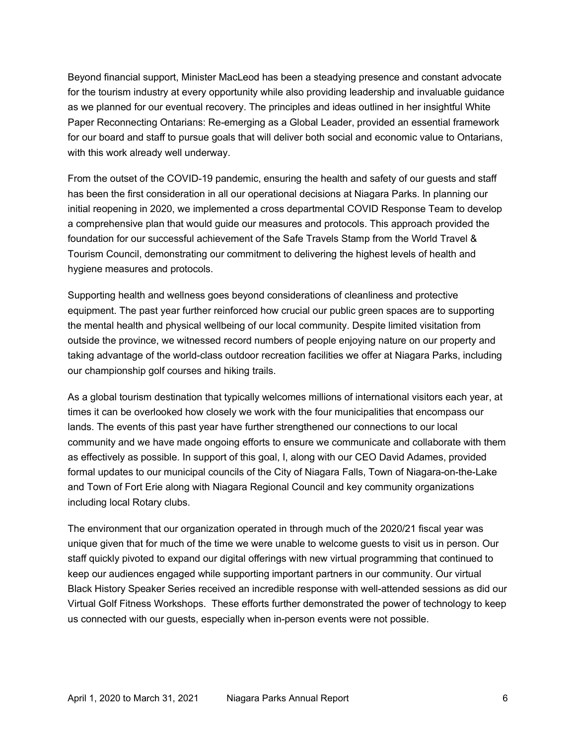Beyond financial support, Minister MacLeod has been a steadying presence and constant advocate for the tourism industry at every opportunity while also providing leadership and invaluable guidance as we planned for our eventual recovery. The principles and ideas outlined in her insightful White Paper Reconnecting Ontarians: Re-emerging as a Global Leader, provided an essential framework for our board and staff to pursue goals that will deliver both social and economic value to Ontarians, with this work already well underway.

From the outset of the COVID-19 pandemic, ensuring the health and safety of our guests and staff has been the first consideration in all our operational decisions at Niagara Parks. In planning our initial reopening in 2020, we implemented a cross departmental COVID Response Team to develop a comprehensive plan that would guide our measures and protocols. This approach provided the foundation for our successful achievement of the Safe Travels Stamp from the World Travel & Tourism Council, demonstrating our commitment to delivering the highest levels of health and hygiene measures and protocols.

Supporting health and wellness goes beyond considerations of cleanliness and protective equipment. The past year further reinforced how crucial our public green spaces are to supporting the mental health and physical wellbeing of our local community. Despite limited visitation from outside the province, we witnessed record numbers of people enjoying nature on our property and taking advantage of the world-class outdoor recreation facilities we offer at Niagara Parks, including our championship golf courses and hiking trails.

As a global tourism destination that typically welcomes millions of international visitors each year, at times it can be overlooked how closely we work with the four municipalities that encompass our lands. The events of this past year have further strengthened our connections to our local community and we have made ongoing efforts to ensure we communicate and collaborate with them as effectively as possible. In support of this goal, I, along with our CEO David Adames, provided formal updates to our municipal councils of the City of Niagara Falls, Town of Niagara-on-the-Lake and Town of Fort Erie along with Niagara Regional Council and key community organizations including local Rotary clubs.

The environment that our organization operated in through much of the 2020/21 fiscal year was unique given that for much of the time we were unable to welcome guests to visit us in person. Our staff quickly pivoted to expand our digital offerings with new virtual programming that continued to keep our audiences engaged while supporting important partners in our community. Our virtual Black History Speaker Series received an incredible response with well-attended sessions as did our Virtual Golf Fitness Workshops. These efforts further demonstrated the power of technology to keep us connected with our guests, especially when in-person events were not possible.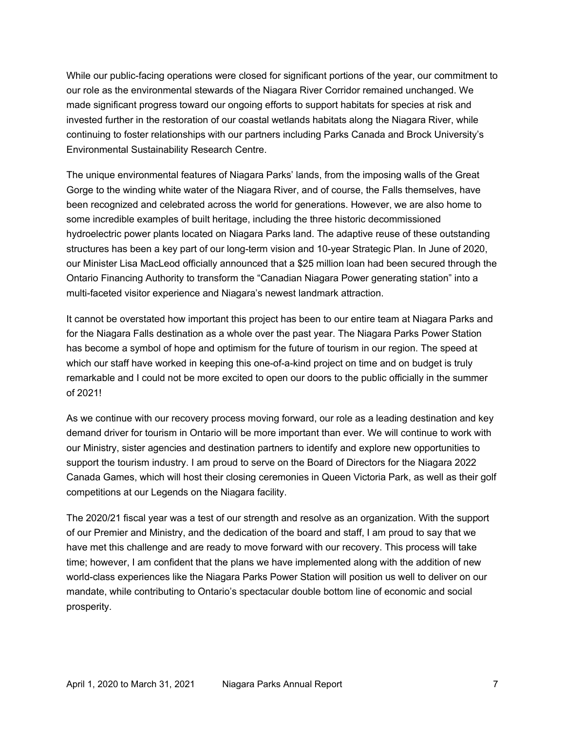While our public-facing operations were closed for significant portions of the year, our commitment to our role as the environmental stewards of the Niagara River Corridor remained unchanged. We made significant progress toward our ongoing efforts to support habitats for species at risk and invested further in the restoration of our coastal wetlands habitats along the Niagara River, while continuing to foster relationships with our partners including Parks Canada and Brock University's Environmental Sustainability Research Centre.

The unique environmental features of Niagara Parks' lands, from the imposing walls of the Great Gorge to the winding white water of the Niagara River, and of course, the Falls themselves, have been recognized and celebrated across the world for generations. However, we are also home to some incredible examples of built heritage, including the three historic decommissioned hydroelectric power plants located on Niagara Parks land. The adaptive reuse of these outstanding structures has been a key part of our long-term vision and 10-year Strategic Plan. In June of 2020, our Minister Lisa MacLeod officially announced that a $25 million loan had been secured through the Ontario Financing Authority to transform the "Canadian Niagara Power generating station" into a multi-faceted visitor experience and Niagara's newest landmark attraction.

It cannot be overstated how important this project has been to our entire team at Niagara Parks and for the Niagara Falls destination as a whole over the past year. The Niagara Parks Power Station has become a symbol of hope and optimism for the future of tourism in our region. The speed at which our staff have worked in keeping this one-of-a-kind project on time and on budget is truly remarkable and I could not be more excited to open our doors to the public officially in the summer of 2021!

As we continue with our recovery process moving forward, our role as a leading destination and key demand driver for tourism in Ontario will be more important than ever. We will continue to work with our Ministry, sister agencies and destination partners to identify and explore new opportunities to support the tourism industry. I am proud to serve on the Board of Directors for the Niagara 2022 Canada Games, which will host their closing ceremonies in Queen Victoria Park, as well as their golf competitions at our Legends on the Niagara facility.

The 2020/21 fiscal year was a test of our strength and resolve as an organization. With the support of our Premier and Ministry, and the dedication of the board and staff, I am proud to say that we have met this challenge and are ready to move forward with our recovery. This process will take time; however, I am confident that the plans we have implemented along with the addition of new world-class experiences like the Niagara Parks Power Station will position us well to deliver on our mandate, while contributing to Ontario's spectacular double bottom line of economic and social prosperity.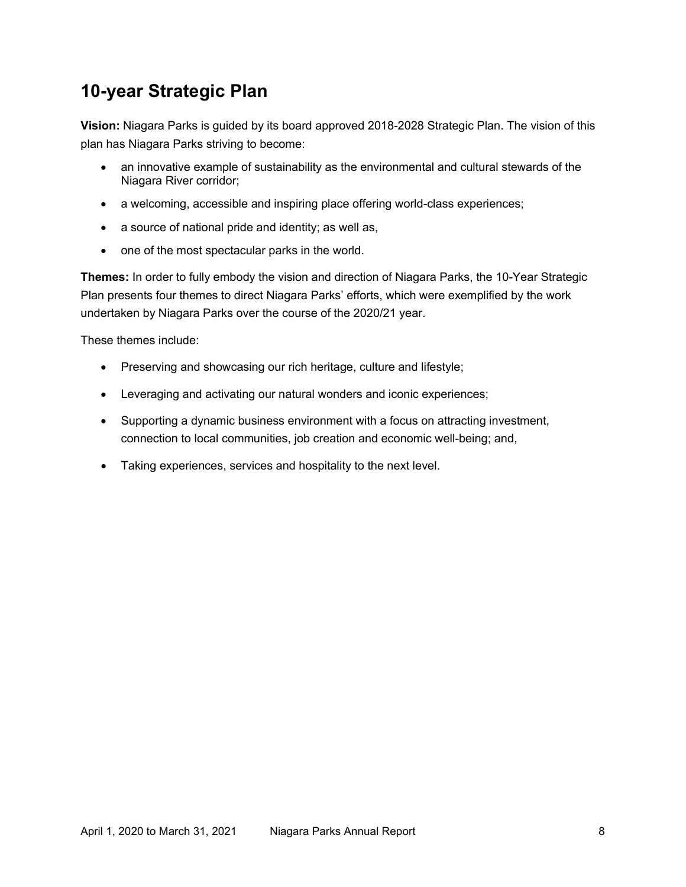## 10-year Strategic Plan

**Vision:** Niagara Parks is guided by its board approved 2018-2028 Strategic Plan. The vision of this plan has Niagara Parks striving to become:

- an innovative example of sustainability as the environmental and cultural stewards of the Niagara River corridor;
- a welcoming, accessible and inspiring place offering world-class experiences;
- a source of national pride and identity; as well as,
- one of the most spectacular parks in the world.

**Themes:** In order to fully embody the vision and direction of Niagara Parks, the 10-Year Strategic Plan presents four themes to direct Niagara Parks' efforts, which were exemplified by the work undertaken by Niagara Parks over the course of the 2020/21 year.

These themes include:

- Preserving and showcasing our rich heritage, culture and lifestyle;
- Leveraging and activating our natural wonders and iconic experiences;
- Supporting a dynamic business environment with a focus on attracting investment, connection to local communities, job creation and economic well-being; and,
- Taking experiences, services and hospitality to the next level.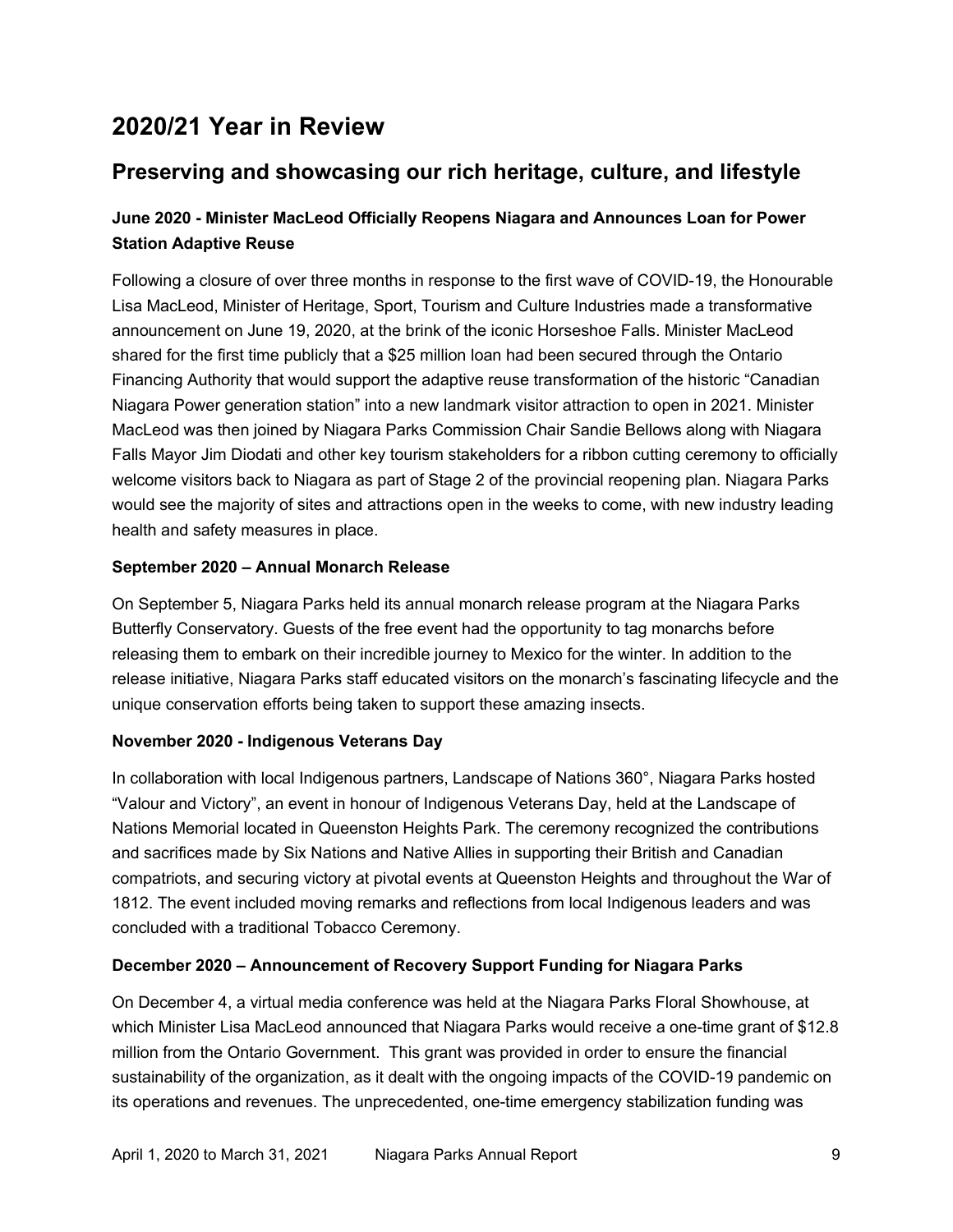# 2020/21 Year in Review

## Preserving and showcasing our rich heritage, culture, and lifestyle

### June 2020 - Minister MacLeod Officially Reopens Niagara and Announces Loan for Power Station Adaptive Reuse

Following a closure of over three months in response to the first wave of COVID-19, the Honourable Lisa MacLeod, Minister of Heritage, Sport, Tourism and Culture Industries made a transformative announcement on June 19, 2020, at the brink of the iconic Horseshoe Falls. Minister MacLeod shared for the first time publicly that a $25 million loan had been secured through the Ontario Financing Authority that would support the adaptive reuse transformation of the historic "Canadian Niagara Power generation station" into a new landmark visitor attraction to open in 2021. Minister MacLeod was then joined by Niagara Parks Commission Chair Sandie Bellows along with Niagara Falls Mayor Jim Diodati and other key tourism stakeholders for a ribbon cutting ceremony to officially welcome visitors back to Niagara as part of Stage 2 of the provincial reopening plan. Niagara Parks would see the majority of sites and attractions open in the weeks to come, with new industry leading health and safety measures in place.

### September 2020 – Annual Monarch Release

On September 5, Niagara Parks held its annual monarch release program at the Niagara Parks Butterfly Conservatory. Guests of the free event had the opportunity to tag monarchs before releasing them to embark on their incredible journey to Mexico for the winter. In addition to the release initiative, Niagara Parks staff educated visitors on the monarch's fascinating lifecycle and the unique conservation efforts being taken to support these amazing insects.

### November 2020 - Indigenous Veterans Day

In collaboration with local Indigenous partners, Landscape of Nations 360°, Niagara Parks hosted "Valour and Victory", an event in honour of Indigenous Veterans Day, held at the Landscape of Nations Memorial located in Queenston Heights Park. The ceremony recognized the contributions and sacrifices made by Six Nations and Native Allies in supporting their British and Canadian compatriots, and securing victory at pivotal events at Queenston Heights and throughout the War of 1812. The event included moving remarks and reflections from local Indigenous leaders and was concluded with a traditional Tobacco Ceremony.

### December 2020 – Announcement of Recovery Support Funding for Niagara Parks

On December 4, a virtual media conference was held at the Niagara Parks Floral Showhouse, at which Minister Lisa MacLeod announced that Niagara Parks would receive a one-time grant of $12.8 million from the Ontario Government. This grant was provided in order to ensure the financial sustainability of the organization, as it dealt with the ongoing impacts of the COVID-19 pandemic on its operations and revenues. The unprecedented, one-time emergency stabilization funding was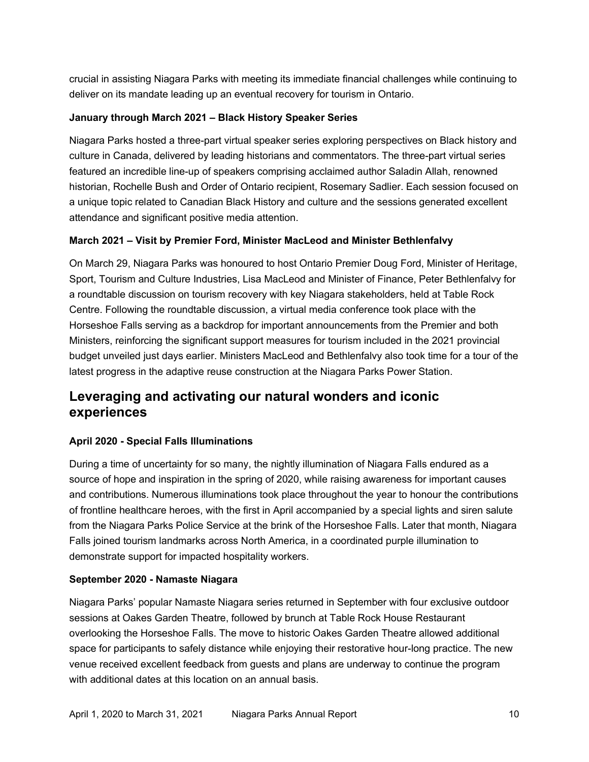crucial in assisting Niagara Parks with meeting its immediate financial challenges while continuing to deliver on its mandate leading up an eventual recovery for tourism in Ontario.

**January through March 2021 – Black History Speaker Series**

Niagara Parks hosted a three-part virtual speaker series exploring perspectives on Black history and culture in Canada, delivered by leading historians and commentators. The three-part virtual series featured an incredible line-up of speakers comprising acclaimed author Saladin Allah, renowned historian, Rochelle Bush and Order of Ontario recipient, Rosemary Sadlier. Each session focused on a unique topic related to Canadian Black History and culture and the sessions generated excellent attendance and significant positive media attention.

**March 2021 – Visit by Premier Ford, Minister MacLeod and Minister Bethlenfalvy**

On March 29, Niagara Parks was honoured to host Ontario Premier Doug Ford, Minister of Heritage, Sport, Tourism and Culture Industries, Lisa MacLeod and Minister of Finance, Peter Bethlenfalvy for a roundtable discussion on tourism recovery with key Niagara stakeholders, held at Table Rock Centre. Following the roundtable discussion, a virtual media conference took place with the Horseshoe Falls serving as a backdrop for important announcements from the Premier and both Ministers, reinforcing the significant support measures for tourism included in the 2021 provincial budget unveiled just days earlier. Ministers MacLeod and Bethlenfalvy also took time for a tour of the latest progress in the adaptive reuse construction at the Niagara Parks Power Station.

## Leveraging and activating our natural wonders and iconic experiences

**April 2020 - Special Falls Illuminations**

During a time of uncertainty for so many, the nightly illumination of Niagara Falls endured as a source of hope and inspiration in the spring of 2020, while raising awareness for important causes and contributions. Numerous illuminations took place throughout the year to honour the contributions of frontline healthcare heroes, with the first in April accompanied by a special lights and siren salute from the Niagara Parks Police Service at the brink of the Horseshoe Falls. Later that month, Niagara Falls joined tourism landmarks across North America, in a coordinated purple illumination to demonstrate support for impacted hospitality workers.

**September 2020 - Namaste Niagara**

Niagara Parks' popular Namaste Niagara series returned in September with four exclusive outdoor sessions at Oakes Garden Theatre, followed by brunch at Table Rock House Restaurant overlooking the Horseshoe Falls. The move to historic Oakes Garden Theatre allowed additional space for participants to safely distance while enjoying their restorative hour-long practice. The new venue received excellent feedback from guests and plans are underway to continue the program with additional dates at this location on an annual basis.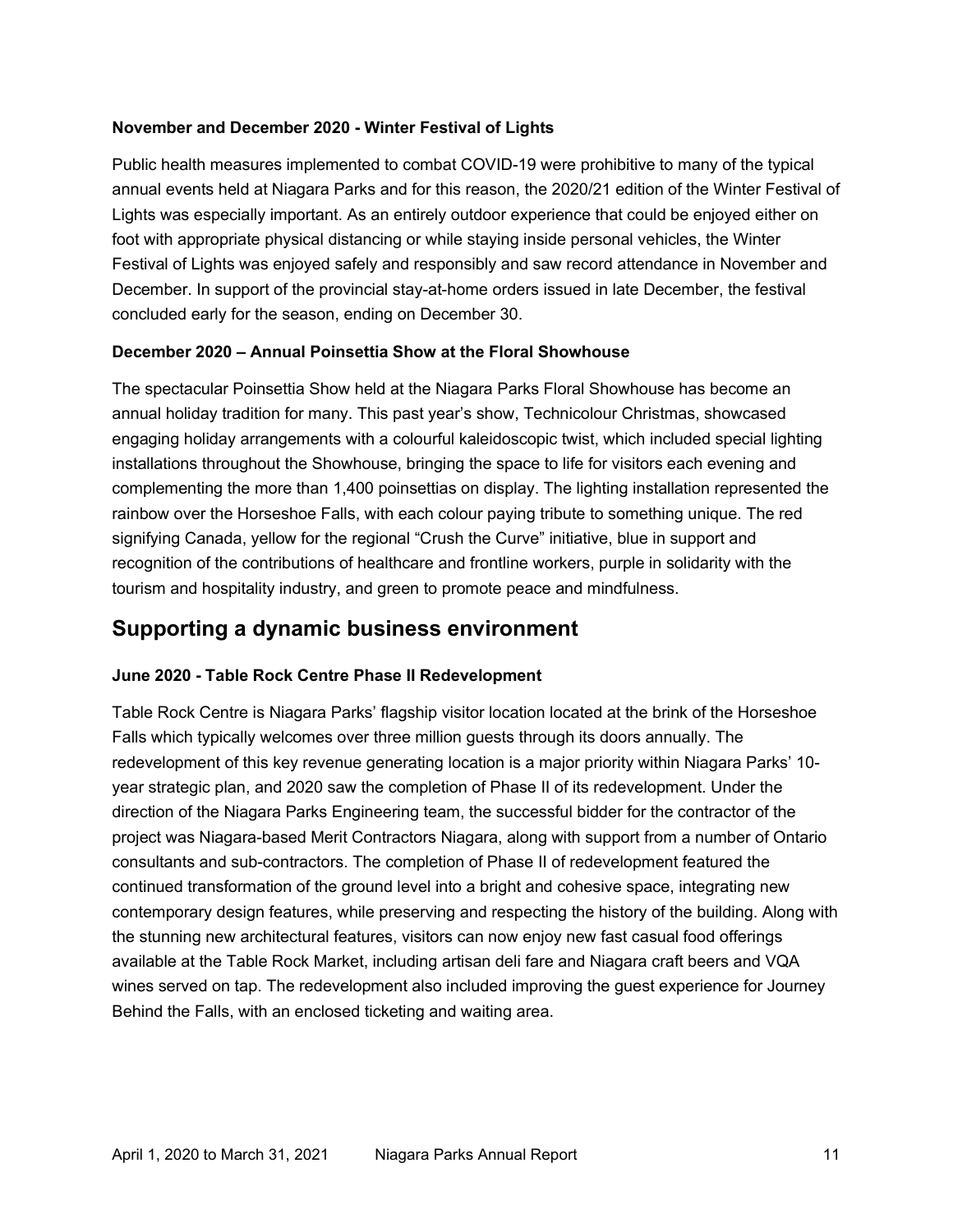**November and December 2020 - Winter Festival of Lights**

Public health measures implemented to combat COVID-19 were prohibitive to many of the typical annual events held at Niagara Parks and for this reason, the 2020/21 edition of the Winter Festival of Lights was especially important. As an entirely outdoor experience that could be enjoyed either on foot with appropriate physical distancing or while staying inside personal vehicles, the Winter Festival of Lights was enjoyed safely and responsibly and saw record attendance in November and December. In support of the provincial stay-at-home orders issued in late December, the festival concluded early for the season, ending on December 30.

**December 2020 – Annual Poinsettia Show at the Floral Showhouse**

The spectacular Poinsettia Show held at the Niagara Parks Floral Showhouse has become an annual holiday tradition for many. This past year's show, Technicolour Christmas, showcased engaging holiday arrangements with a colourful kaleidoscopic twist, which included special lighting installations throughout the Showhouse, bringing the space to life for visitors each evening and complementing the more than 1,400 poinsettias on display. The lighting installation represented the rainbow over the Horseshoe Falls, with each colour paying tribute to something unique. The red signifying Canada, yellow for the regional "Crush the Curve" initiative, blue in support and recognition of the contributions of healthcare and frontline workers, purple in solidarity with the tourism and hospitality industry, and green to promote peace and mindfulness.

## Supporting a dynamic business environment

**June 2020 - Table Rock Centre Phase II Redevelopment**

Table Rock Centre is Niagara Parks' flagship visitor location located at the brink of the Horseshoe Falls which typically welcomes over three million guests through its doors annually. The redevelopment of this key revenue generating location is a major priority within Niagara Parks' 10-year strategic plan, and 2020 saw the completion of Phase II of its redevelopment. Under the direction of the Niagara Parks Engineering team, the successful bidder for the contractor of the project was Niagara-based Merit Contractors Niagara, along with support from a number of Ontario consultants and sub-contractors. The completion of Phase II of redevelopment featured the continued transformation of the ground level into a bright and cohesive space, integrating new contemporary design features, while preserving and respecting the history of the building. Along with the stunning new architectural features, visitors can now enjoy new fast casual food offerings available at the Table Rock Market, including artisan deli fare and Niagara craft beers and VQA wines served on tap. The redevelopment also included improving the guest experience for Journey Behind the Falls, with an enclosed ticketing and waiting area.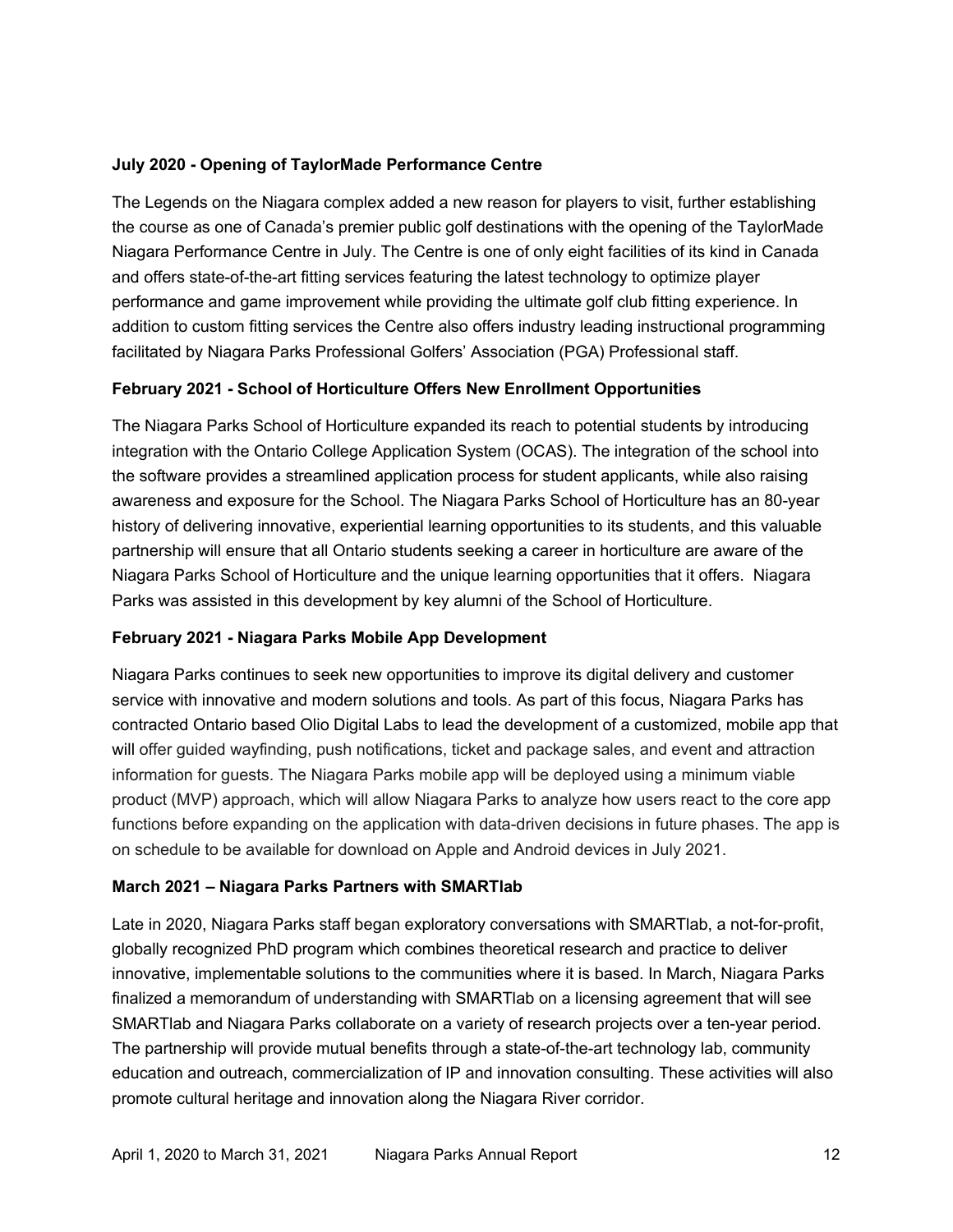**July 2020 - Opening of TaylorMade Performance Centre**

The Legends on the Niagara complex added a new reason for players to visit, further establishing the course as one of Canada's premier public golf destinations with the opening of the TaylorMade Niagara Performance Centre in July. The Centre is one of only eight facilities of its kind in Canada and offers state-of-the-art fitting services featuring the latest technology to optimize player performance and game improvement while providing the ultimate golf club fitting experience. In addition to custom fitting services the Centre also offers industry leading instructional programming facilitated by Niagara Parks Professional Golfers' Association (PGA) Professional staff.

**February 2021 - School of Horticulture Offers New Enrollment Opportunities**

The Niagara Parks School of Horticulture expanded its reach to potential students by introducing integration with the Ontario College Application System (OCAS). The integration of the school into the software provides a streamlined application process for student applicants, while also raising awareness and exposure for the School. The Niagara Parks School of Horticulture has an 80-year history of delivering innovative, experiential learning opportunities to its students, and this valuable partnership will ensure that all Ontario students seeking a career in horticulture are aware of the Niagara Parks School of Horticulture and the unique learning opportunities that it offers. Niagara Parks was assisted in this development by key alumni of the School of Horticulture.

**February 2021 - Niagara Parks Mobile App Development**

Niagara Parks continues to seek new opportunities to improve its digital delivery and customer service with innovative and modern solutions and tools. As part of this focus, Niagara Parks has contracted Ontario based Olio Digital Labs to lead the development of a customized, mobile app that will offer guided wayfinding, push notifications, ticket and package sales, and event and attraction information for guests. The Niagara Parks mobile app will be deployed using a minimum viable product (MVP) approach, which will allow Niagara Parks to analyze how users react to the core app functions before expanding on the application with data-driven decisions in future phases. The app is on schedule to be available for download on Apple and Android devices in July 2021.

**March 2021 – Niagara Parks Partners with SMARTlab**

Late in 2020, Niagara Parks staff began exploratory conversations with SMARTlab, a not-for-profit, globally recognized PhD program which combines theoretical research and practice to deliver innovative, implementable solutions to the communities where it is based. In March, Niagara Parks finalized a memorandum of understanding with SMARTlab on a licensing agreement that will see SMARTlab and Niagara Parks collaborate on a variety of research projects over a ten-year period. The partnership will provide mutual benefits through a state-of-the-art technology lab, community education and outreach, commercialization of IP and innovation consulting. These activities will also promote cultural heritage and innovation along the Niagara River corridor.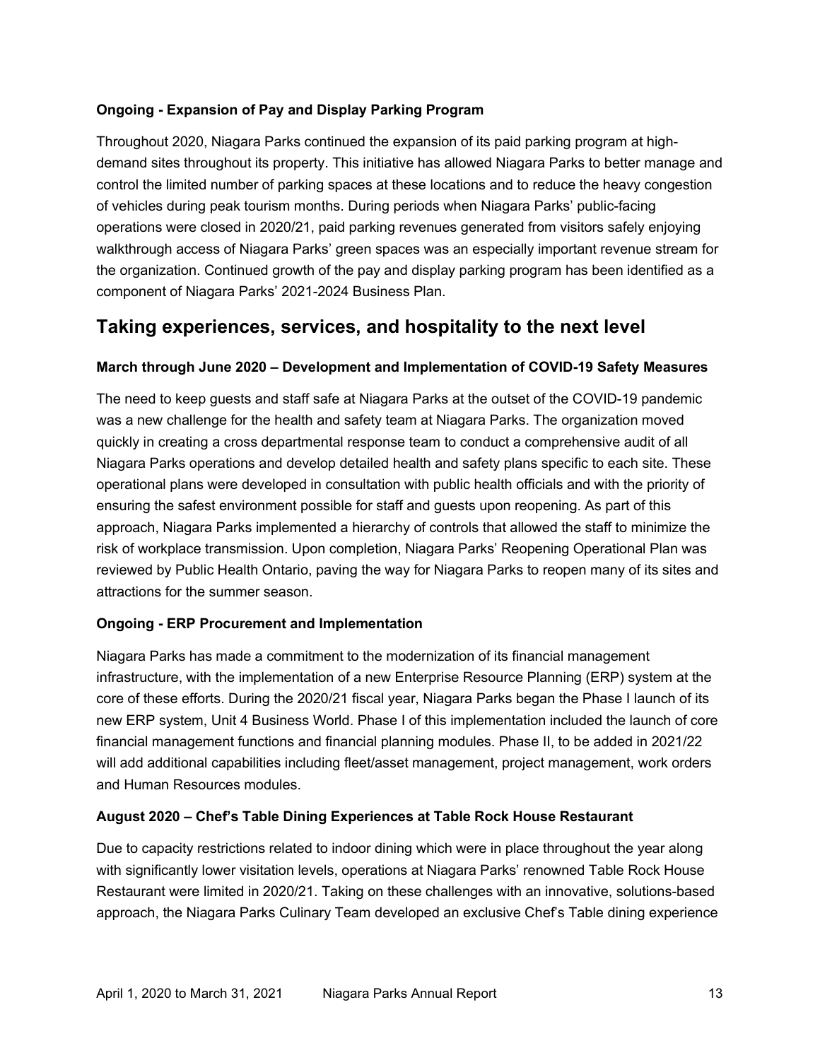**Ongoing - Expansion of Pay and Display Parking Program**

Throughout 2020, Niagara Parks continued the expansion of its paid parking program at high-demand sites throughout its property. This initiative has allowed Niagara Parks to better manage and control the limited number of parking spaces at these locations and to reduce the heavy congestion of vehicles during peak tourism months. During periods when Niagara Parks' public-facing operations were closed in 2020/21, paid parking revenues generated from visitors safely enjoying walkthrough access of Niagara Parks' green spaces was an especially important revenue stream for the organization. Continued growth of the pay and display parking program has been identified as a component of Niagara Parks' 2021-2024 Business Plan.

## Taking experiences, services, and hospitality to the next level

**March through June 2020 – Development and Implementation of COVID-19 Safety Measures**

The need to keep guests and staff safe at Niagara Parks at the outset of the COVID-19 pandemic was a new challenge for the health and safety team at Niagara Parks. The organization moved quickly in creating a cross departmental response team to conduct a comprehensive audit of all Niagara Parks operations and develop detailed health and safety plans specific to each site. These operational plans were developed in consultation with public health officials and with the priority of ensuring the safest environment possible for staff and guests upon reopening. As part of this approach, Niagara Parks implemented a hierarchy of controls that allowed the staff to minimize the risk of workplace transmission. Upon completion, Niagara Parks' Reopening Operational Plan was reviewed by Public Health Ontario, paving the way for Niagara Parks to reopen many of its sites and attractions for the summer season.

**Ongoing - ERP Procurement and Implementation**

Niagara Parks has made a commitment to the modernization of its financial management infrastructure, with the implementation of a new Enterprise Resource Planning (ERP) system at the core of these efforts. During the 2020/21 fiscal year, Niagara Parks began the Phase I launch of its new ERP system, Unit 4 Business World. Phase I of this implementation included the launch of core financial management functions and financial planning modules. Phase II, to be added in 2021/22 will add additional capabilities including fleet/asset management, project management, work orders and Human Resources modules.

**August 2020 – Chef's Table Dining Experiences at Table Rock House Restaurant**

Due to capacity restrictions related to indoor dining which were in place throughout the year along with significantly lower visitation levels, operations at Niagara Parks' renowned Table Rock House Restaurant were limited in 2020/21. Taking on these challenges with an innovative, solutions-based approach, the Niagara Parks Culinary Team developed an exclusive Chef's Table dining experience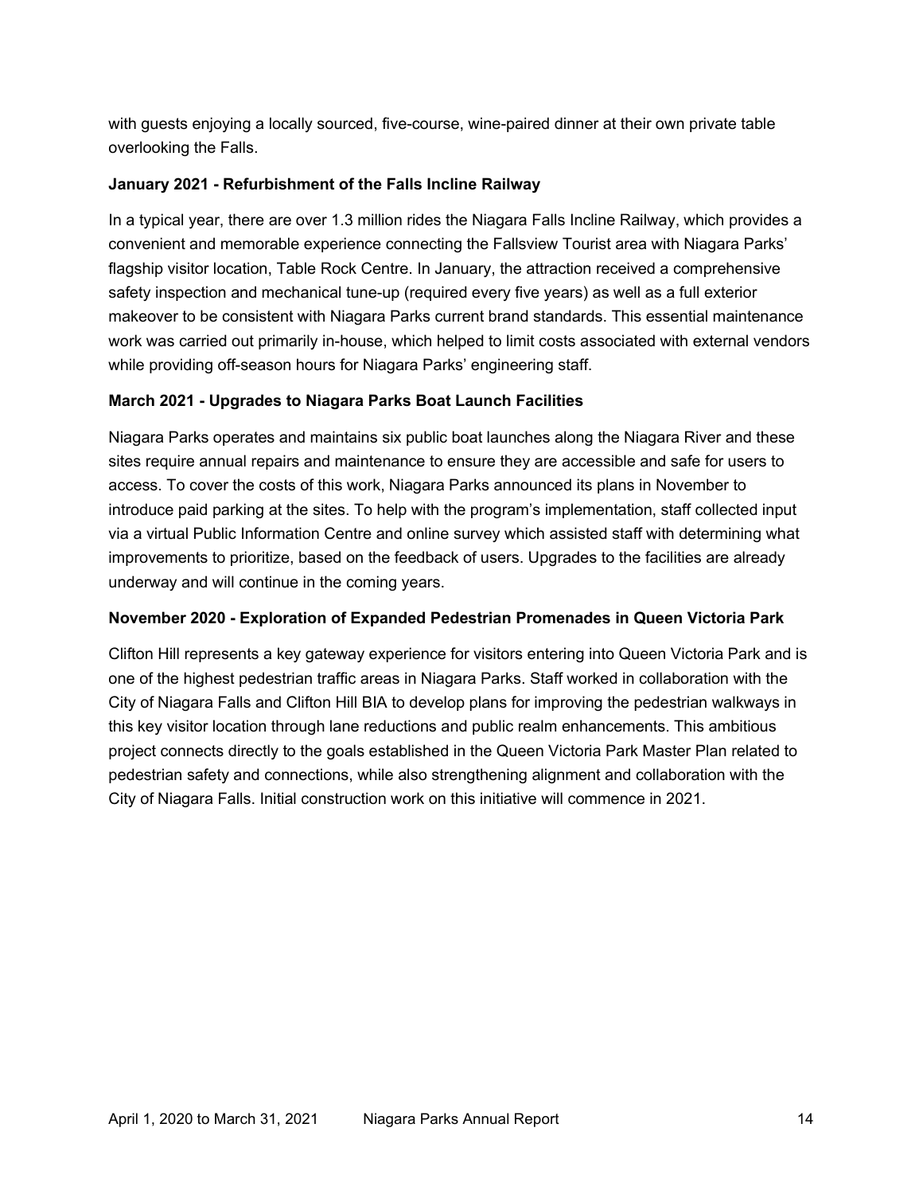with guests enjoying a locally sourced, five-course, wine-paired dinner at their own private table overlooking the Falls.

**January 2021 - Refurbishment of the Falls Incline Railway**

In a typical year, there are over 1.3 million rides the Niagara Falls Incline Railway, which provides a convenient and memorable experience connecting the Fallsview Tourist area with Niagara Parks' flagship visitor location, Table Rock Centre. In January, the attraction received a comprehensive safety inspection and mechanical tune-up (required every five years) as well as a full exterior makeover to be consistent with Niagara Parks current brand standards. This essential maintenance work was carried out primarily in-house, which helped to limit costs associated with external vendors while providing off-season hours for Niagara Parks' engineering staff.

**March 2021 - Upgrades to Niagara Parks Boat Launch Facilities**

Niagara Parks operates and maintains six public boat launches along the Niagara River and these sites require annual repairs and maintenance to ensure they are accessible and safe for users to access. To cover the costs of this work, Niagara Parks announced its plans in November to introduce paid parking at the sites. To help with the program's implementation, staff collected input via a virtual Public Information Centre and online survey which assisted staff with determining what improvements to prioritize, based on the feedback of users. Upgrades to the facilities are already underway and will continue in the coming years.

**November 2020 - Exploration of Expanded Pedestrian Promenades in Queen Victoria Park**

Clifton Hill represents a key gateway experience for visitors entering into Queen Victoria Park and is one of the highest pedestrian traffic areas in Niagara Parks. Staff worked in collaboration with the City of Niagara Falls and Clifton Hill BIA to develop plans for improving the pedestrian walkways in this key visitor location through lane reductions and public realm enhancements. This ambitious project connects directly to the goals established in the Queen Victoria Park Master Plan related to pedestrian safety and connections, while also strengthening alignment and collaboration with the City of Niagara Falls. Initial construction work on this initiative will commence in 2021.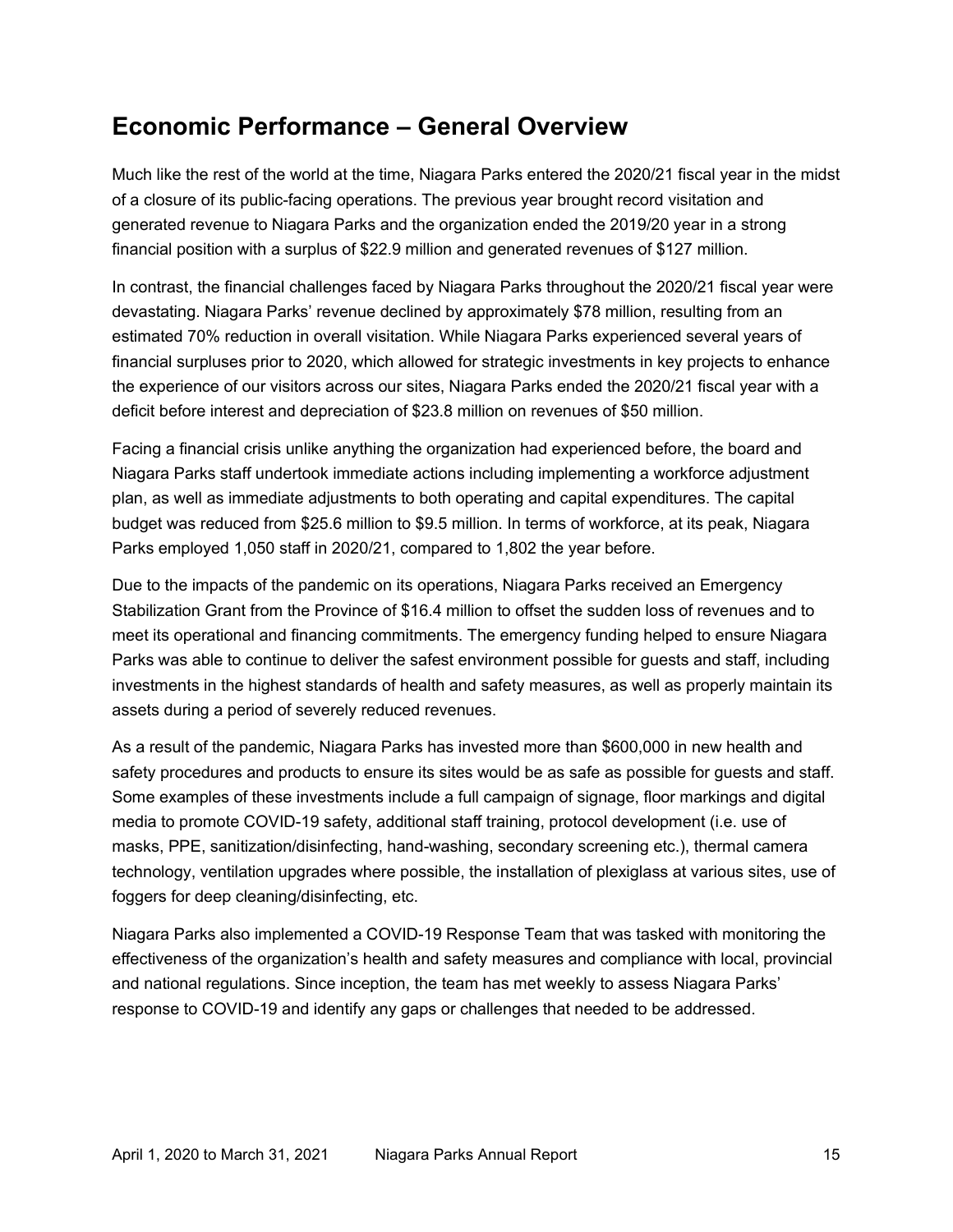## Economic Performance – General Overview

Much like the rest of the world at the time, Niagara Parks entered the 2020/21 fiscal year in the midst of a closure of its public-facing operations. The previous year brought record visitation and generated revenue to Niagara Parks and the organization ended the 2019/20 year in a strong financial position with a surplus of $22.9 million and generated revenues of $127 million.

In contrast, the financial challenges faced by Niagara Parks throughout the 2020/21 fiscal year were devastating. Niagara Parks' revenue declined by approximately $78 million, resulting from an estimated 70% reduction in overall visitation. While Niagara Parks experienced several years of financial surpluses prior to 2020, which allowed for strategic investments in key projects to enhance the experience of our visitors across our sites, Niagara Parks ended the 2020/21 fiscal year with a deficit before interest and depreciation of $23.8 million on revenues of $50 million.

Facing a financial crisis unlike anything the organization had experienced before, the board and Niagara Parks staff undertook immediate actions including implementing a workforce adjustment plan, as well as immediate adjustments to both operating and capital expenditures. The capital budget was reduced from $25.6 million to $9.5 million. In terms of workforce, at its peak, Niagara Parks employed 1,050 staff in 2020/21, compared to 1,802 the year before.

Due to the impacts of the pandemic on its operations, Niagara Parks received an Emergency Stabilization Grant from the Province of $16.4 million to offset the sudden loss of revenues and to meet its operational and financing commitments. The emergency funding helped to ensure Niagara Parks was able to continue to deliver the safest environment possible for guests and staff, including investments in the highest standards of health and safety measures, as well as properly maintain its assets during a period of severely reduced revenues.

As a result of the pandemic, Niagara Parks has invested more than $600,000 in new health and safety procedures and products to ensure its sites would be as safe as possible for guests and staff. Some examples of these investments include a full campaign of signage, floor markings and digital media to promote COVID-19 safety, additional staff training, protocol development (i.e. use of masks, PPE, sanitization/disinfecting, hand-washing, secondary screening etc.), thermal camera technology, ventilation upgrades where possible, the installation of plexiglass at various sites, use of foggers for deep cleaning/disinfecting, etc.

Niagara Parks also implemented a COVID-19 Response Team that was tasked with monitoring the effectiveness of the organization's health and safety measures and compliance with local, provincial and national regulations. Since inception, the team has met weekly to assess Niagara Parks' response to COVID-19 and identify any gaps or challenges that needed to be addressed.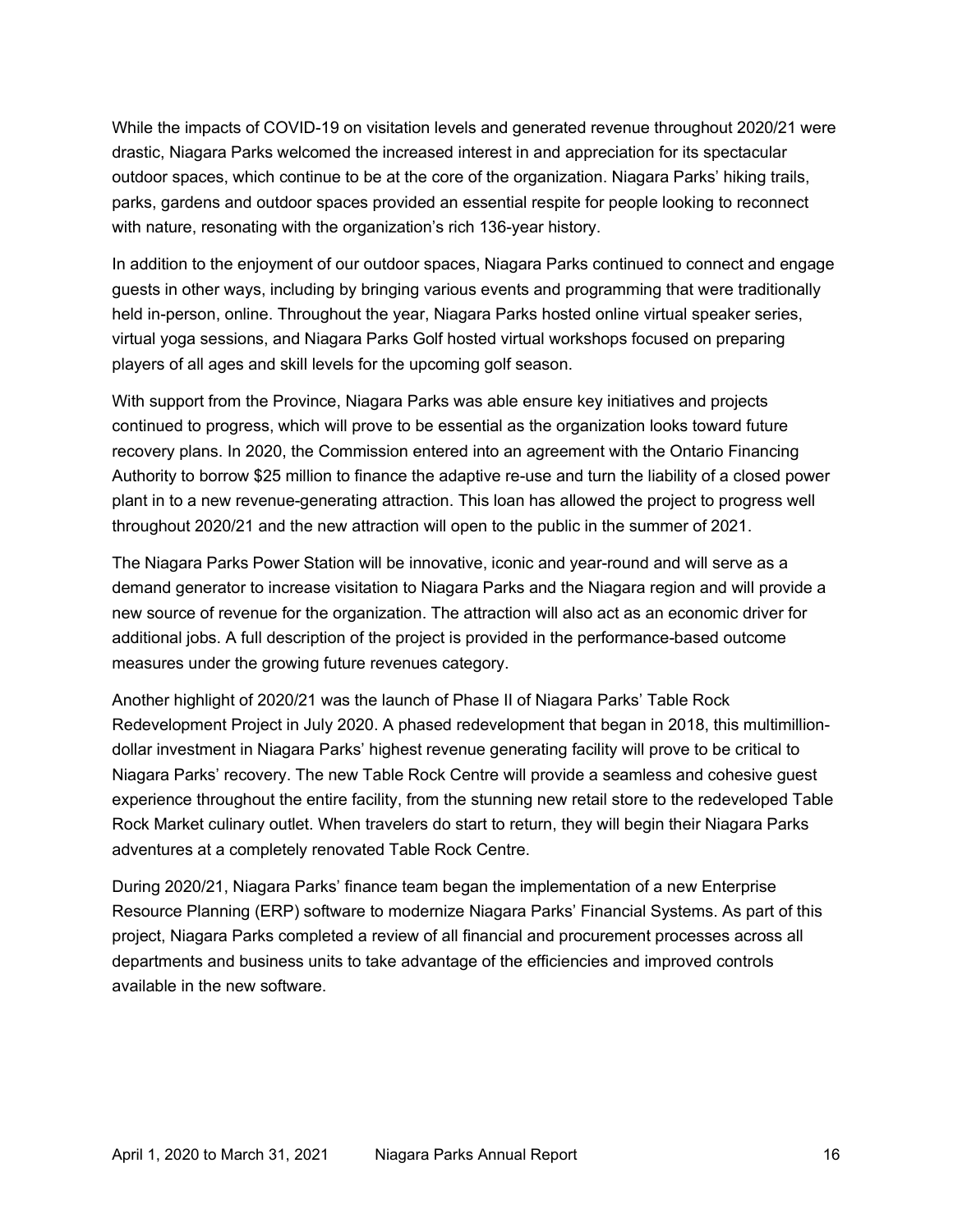While the impacts of COVID-19 on visitation levels and generated revenue throughout 2020/21 were drastic, Niagara Parks welcomed the increased interest in and appreciation for its spectacular outdoor spaces, which continue to be at the core of the organization. Niagara Parks' hiking trails, parks, gardens and outdoor spaces provided an essential respite for people looking to reconnect with nature, resonating with the organization's rich 136-year history.

In addition to the enjoyment of our outdoor spaces, Niagara Parks continued to connect and engage guests in other ways, including by bringing various events and programming that were traditionally held in-person, online. Throughout the year, Niagara Parks hosted online virtual speaker series, virtual yoga sessions, and Niagara Parks Golf hosted virtual workshops focused on preparing players of all ages and skill levels for the upcoming golf season.

With support from the Province, Niagara Parks was able ensure key initiatives and projects continued to progress, which will prove to be essential as the organization looks toward future recovery plans. In 2020, the Commission entered into an agreement with the Ontario Financing Authority to borrow $25 million to finance the adaptive re-use and turn the liability of a closed power plant in to a new revenue-generating attraction. This loan has allowed the project to progress well throughout 2020/21 and the new attraction will open to the public in the summer of 2021.

The Niagara Parks Power Station will be innovative, iconic and year-round and will serve as a demand generator to increase visitation to Niagara Parks and the Niagara region and will provide a new source of revenue for the organization. The attraction will also act as an economic driver for additional jobs. A full description of the project is provided in the performance-based outcome measures under the growing future revenues category.

Another highlight of 2020/21 was the launch of Phase II of Niagara Parks' Table Rock Redevelopment Project in July 2020. A phased redevelopment that began in 2018, this multimillion-dollar investment in Niagara Parks' highest revenue generating facility will prove to be critical to Niagara Parks' recovery. The new Table Rock Centre will provide a seamless and cohesive guest experience throughout the entire facility, from the stunning new retail store to the redeveloped Table Rock Market culinary outlet. When travelers do start to return, they will begin their Niagara Parks adventures at a completely renovated Table Rock Centre.

During 2020/21, Niagara Parks' finance team began the implementation of a new Enterprise Resource Planning (ERP) software to modernize Niagara Parks' Financial Systems. As part of this project, Niagara Parks completed a review of all financial and procurement processes across all departments and business units to take advantage of the efficiencies and improved controls available in the new software.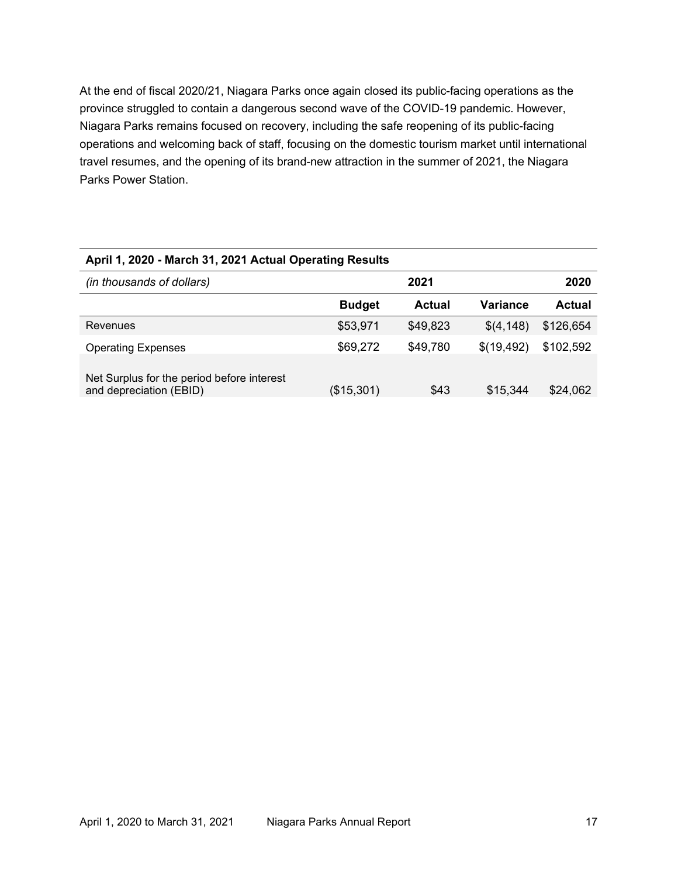At the end of fiscal 2020/21, Niagara Parks once again closed its public-facing operations as the province struggled to contain a dangerous second wave of the COVID-19 pandemic. However, Niagara Parks remains focused on recovery, including the safe reopening of its public-facing operations and welcoming back of staff, focusing on the domestic tourism market until international travel resumes, and the opening of its brand-new attraction in the summer of 2021, the Niagara Parks Power Station.

**April 1, 2020 - March 31, 2021 Actual Operating Results**

| *(in thousands of dollars)* | | 2021 | | 2020 |
|---|---|---|---|---|
| | **Budget** | **Actual** | **Variance** | **Actual** |
| Revenues | $53,971 | $49,823 | $(4,148) | $126,654 |
| Operating Expenses | $69,272 | $49,780 | $(19,492) | $102,592 |
| Net Surplus for the period before interest and depreciation (EBID) | ($15,301) | $43 | $15,344 | $24,062 |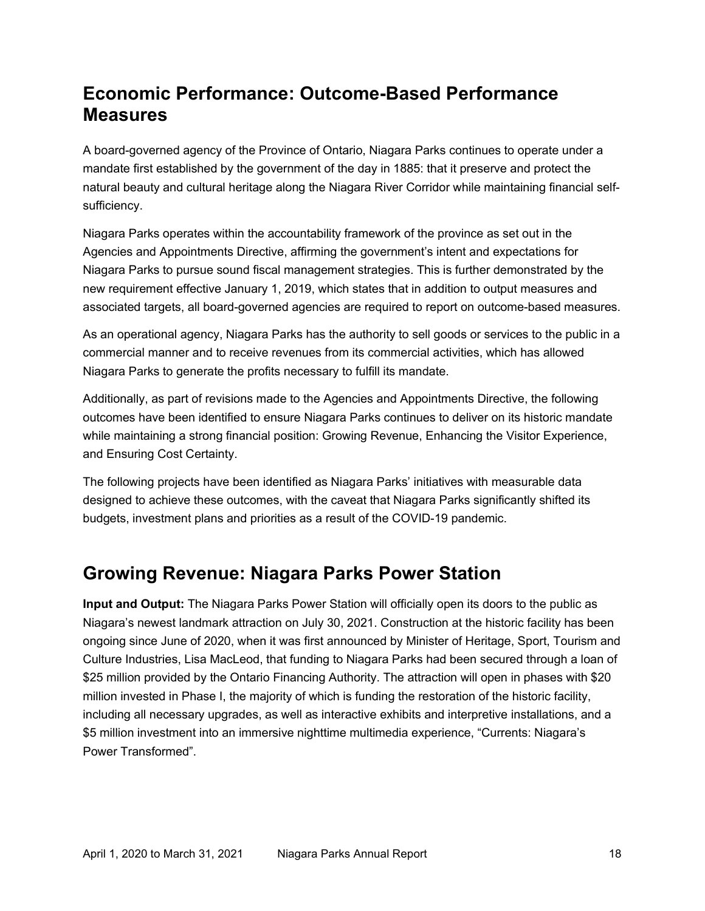## Economic Performance: Outcome-Based Performance Measures

A board-governed agency of the Province of Ontario, Niagara Parks continues to operate under a mandate first established by the government of the day in 1885: that it preserve and protect the natural beauty and cultural heritage along the Niagara River Corridor while maintaining financial self-sufficiency.

Niagara Parks operates within the accountability framework of the province as set out in the Agencies and Appointments Directive, affirming the government's intent and expectations for Niagara Parks to pursue sound fiscal management strategies. This is further demonstrated by the new requirement effective January 1, 2019, which states that in addition to output measures and associated targets, all board-governed agencies are required to report on outcome-based measures.

As an operational agency, Niagara Parks has the authority to sell goods or services to the public in a commercial manner and to receive revenues from its commercial activities, which has allowed Niagara Parks to generate the profits necessary to fulfill its mandate.

Additionally, as part of revisions made to the Agencies and Appointments Directive, the following outcomes have been identified to ensure Niagara Parks continues to deliver on its historic mandate while maintaining a strong financial position: Growing Revenue, Enhancing the Visitor Experience, and Ensuring Cost Certainty.

The following projects have been identified as Niagara Parks' initiatives with measurable data designed to achieve these outcomes, with the caveat that Niagara Parks significantly shifted its budgets, investment plans and priorities as a result of the COVID-19 pandemic.

## Growing Revenue: Niagara Parks Power Station

**Input and Output:** The Niagara Parks Power Station will officially open its doors to the public as Niagara's newest landmark attraction on July 30, 2021. Construction at the historic facility has been ongoing since June of 2020, when it was first announced by Minister of Heritage, Sport, Tourism and Culture Industries, Lisa MacLeod, that funding to Niagara Parks had been secured through a loan of $25 million provided by the Ontario Financing Authority. The attraction will open in phases with $20 million invested in Phase I, the majority of which is funding the restoration of the historic facility, including all necessary upgrades, as well as interactive exhibits and interpretive installations, and a $5 million investment into an immersive nighttime multimedia experience, "Currents: Niagara's Power Transformed".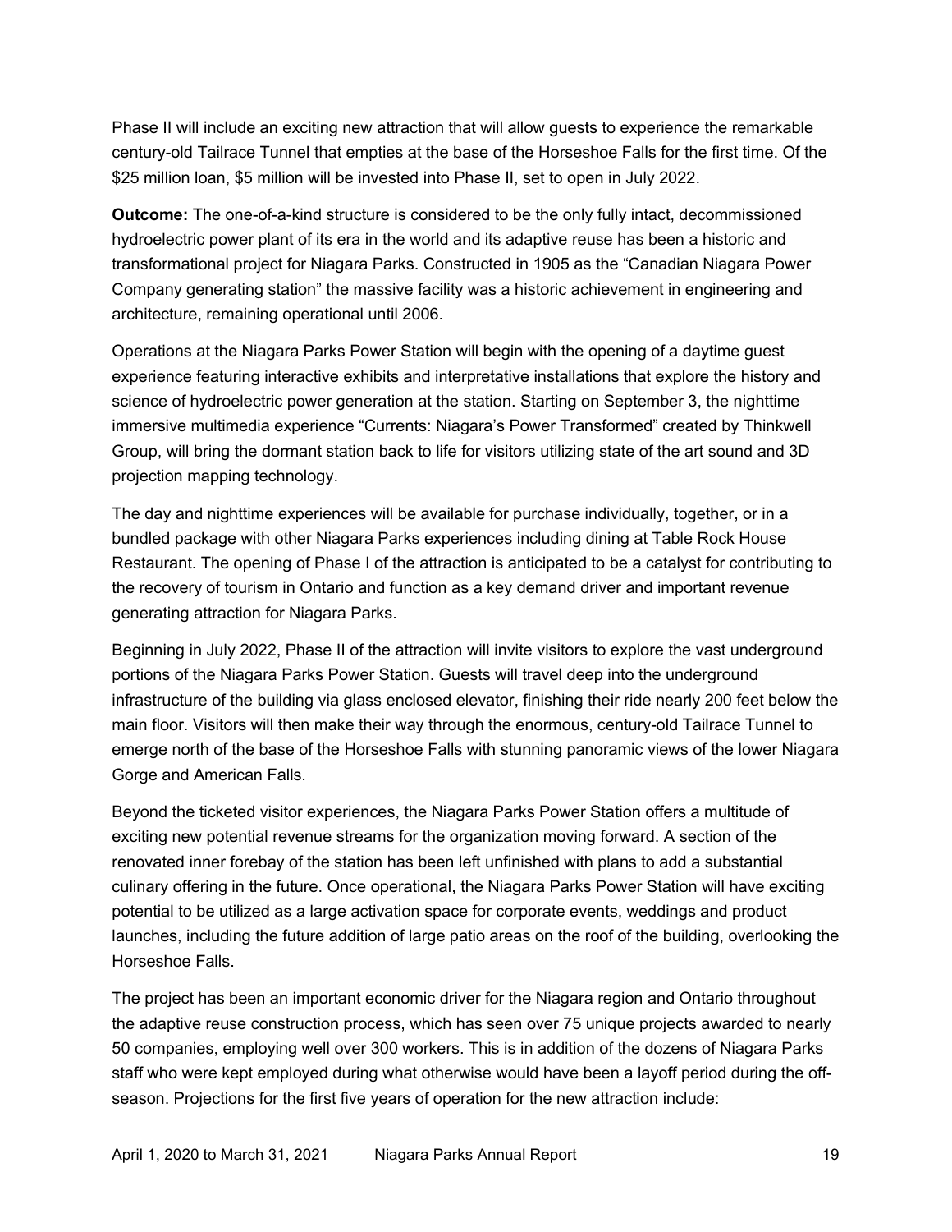Phase II will include an exciting new attraction that will allow guests to experience the remarkable century-old Tailrace Tunnel that empties at the base of the Horseshoe Falls for the first time. Of the $25 million loan, $5 million will be invested into Phase II, set to open in July 2022.

**Outcome:** The one-of-a-kind structure is considered to be the only fully intact, decommissioned hydroelectric power plant of its era in the world and its adaptive reuse has been a historic and transformational project for Niagara Parks. Constructed in 1905 as the "Canadian Niagara Power Company generating station" the massive facility was a historic achievement in engineering and architecture, remaining operational until 2006.

Operations at the Niagara Parks Power Station will begin with the opening of a daytime guest experience featuring interactive exhibits and interpretative installations that explore the history and science of hydroelectric power generation at the station. Starting on September 3, the nighttime immersive multimedia experience "Currents: Niagara's Power Transformed" created by Thinkwell Group, will bring the dormant station back to life for visitors utilizing state of the art sound and 3D projection mapping technology.

The day and nighttime experiences will be available for purchase individually, together, or in a bundled package with other Niagara Parks experiences including dining at Table Rock House Restaurant. The opening of Phase I of the attraction is anticipated to be a catalyst for contributing to the recovery of tourism in Ontario and function as a key demand driver and important revenue generating attraction for Niagara Parks.

Beginning in July 2022, Phase II of the attraction will invite visitors to explore the vast underground portions of the Niagara Parks Power Station. Guests will travel deep into the underground infrastructure of the building via glass enclosed elevator, finishing their ride nearly 200 feet below the main floor. Visitors will then make their way through the enormous, century-old Tailrace Tunnel to emerge north of the base of the Horseshoe Falls with stunning panoramic views of the lower Niagara Gorge and American Falls.

Beyond the ticketed visitor experiences, the Niagara Parks Power Station offers a multitude of exciting new potential revenue streams for the organization moving forward. A section of the renovated inner forebay of the station has been left unfinished with plans to add a substantial culinary offering in the future. Once operational, the Niagara Parks Power Station will have exciting potential to be utilized as a large activation space for corporate events, weddings and product launches, including the future addition of large patio areas on the roof of the building, overlooking the Horseshoe Falls.

The project has been an important economic driver for the Niagara region and Ontario throughout the adaptive reuse construction process, which has seen over 75 unique projects awarded to nearly 50 companies, employing well over 300 workers. This is in addition of the dozens of Niagara Parks staff who were kept employed during what otherwise would have been a layoff period during the off-season. Projections for the first five years of operation for the new attraction include: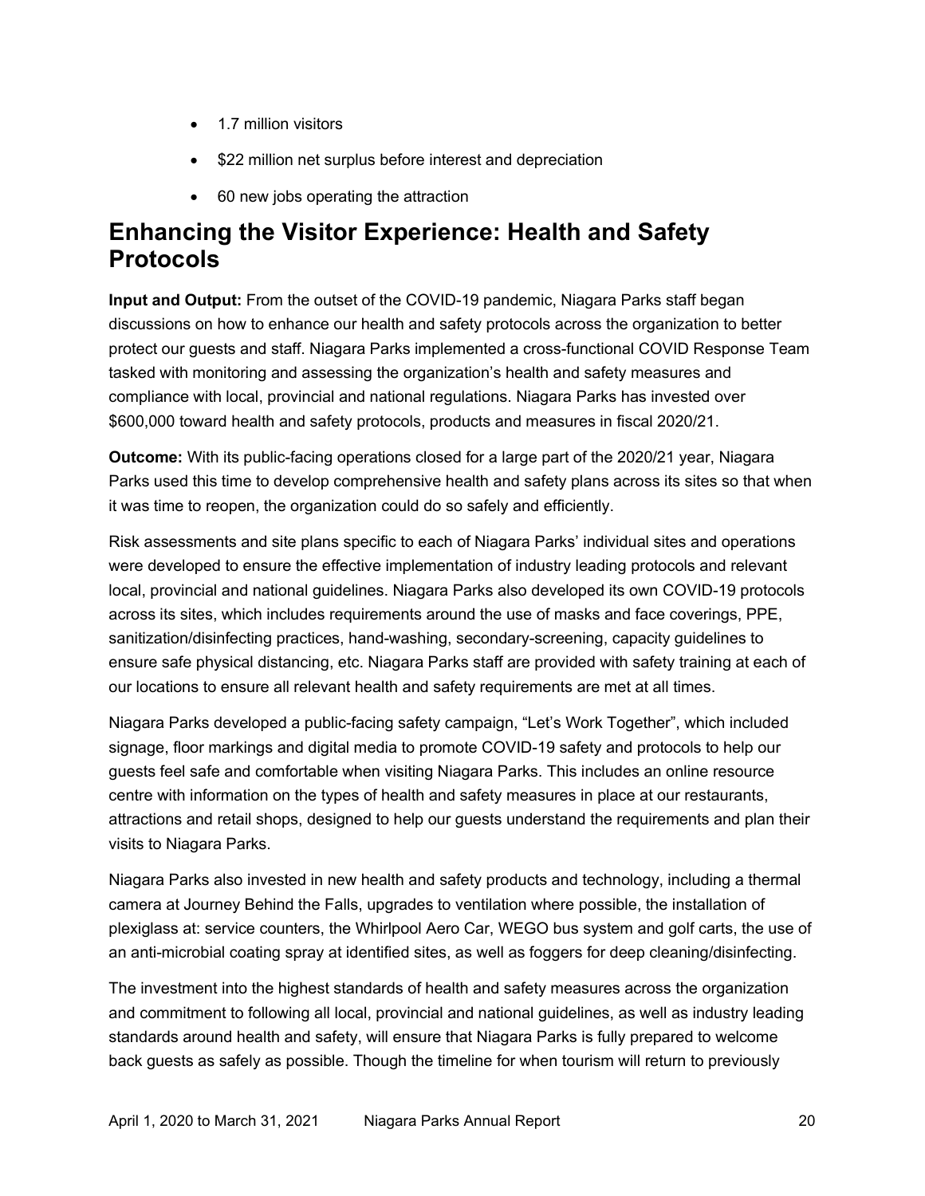- 1.7 million visitors
- $22 million net surplus before interest and depreciation
- 60 new jobs operating the attraction

## Enhancing the Visitor Experience: Health and Safety Protocols

**Input and Output:** From the outset of the COVID-19 pandemic, Niagara Parks staff began discussions on how to enhance our health and safety protocols across the organization to better protect our guests and staff. Niagara Parks implemented a cross-functional COVID Response Team tasked with monitoring and assessing the organization's health and safety measures and compliance with local, provincial and national regulations. Niagara Parks has invested over $600,000 toward health and safety protocols, products and measures in fiscal 2020/21.

**Outcome:** With its public-facing operations closed for a large part of the 2020/21 year, Niagara Parks used this time to develop comprehensive health and safety plans across its sites so that when it was time to reopen, the organization could do so safely and efficiently.

Risk assessments and site plans specific to each of Niagara Parks' individual sites and operations were developed to ensure the effective implementation of industry leading protocols and relevant local, provincial and national guidelines. Niagara Parks also developed its own COVID-19 protocols across its sites, which includes requirements around the use of masks and face coverings, PPE, sanitization/disinfecting practices, hand-washing, secondary-screening, capacity guidelines to ensure safe physical distancing, etc. Niagara Parks staff are provided with safety training at each of our locations to ensure all relevant health and safety requirements are met at all times.

Niagara Parks developed a public-facing safety campaign, "Let's Work Together", which included signage, floor markings and digital media to promote COVID-19 safety and protocols to help our guests feel safe and comfortable when visiting Niagara Parks. This includes an online resource centre with information on the types of health and safety measures in place at our restaurants, attractions and retail shops, designed to help our guests understand the requirements and plan their visits to Niagara Parks.

Niagara Parks also invested in new health and safety products and technology, including a thermal camera at Journey Behind the Falls, upgrades to ventilation where possible, the installation of plexiglass at: service counters, the Whirlpool Aero Car, WEGO bus system and golf carts, the use of an anti-microbial coating spray at identified sites, as well as foggers for deep cleaning/disinfecting.

The investment into the highest standards of health and safety measures across the organization and commitment to following all local, provincial and national guidelines, as well as industry leading standards around health and safety, will ensure that Niagara Parks is fully prepared to welcome back guests as safely as possible. Though the timeline for when tourism will return to previously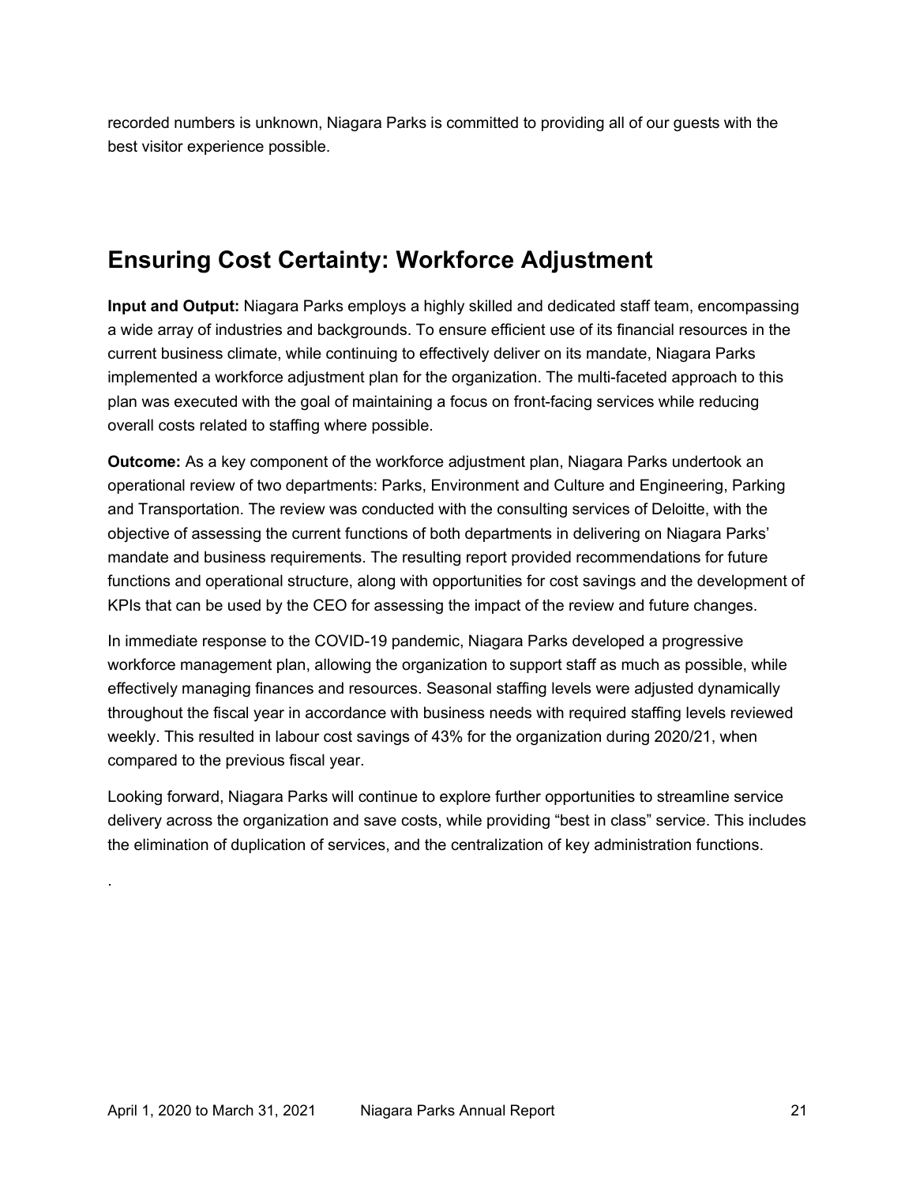recorded numbers is unknown, Niagara Parks is committed to providing all of our guests with the best visitor experience possible.

## Ensuring Cost Certainty: Workforce Adjustment

**Input and Output:** Niagara Parks employs a highly skilled and dedicated staff team, encompassing a wide array of industries and backgrounds. To ensure efficient use of its financial resources in the current business climate, while continuing to effectively deliver on its mandate, Niagara Parks implemented a workforce adjustment plan for the organization. The multi-faceted approach to this plan was executed with the goal of maintaining a focus on front-facing services while reducing overall costs related to staffing where possible.

**Outcome:** As a key component of the workforce adjustment plan, Niagara Parks undertook an operational review of two departments: Parks, Environment and Culture and Engineering, Parking and Transportation. The review was conducted with the consulting services of Deloitte, with the objective of assessing the current functions of both departments in delivering on Niagara Parks' mandate and business requirements. The resulting report provided recommendations for future functions and operational structure, along with opportunities for cost savings and the development of KPIs that can be used by the CEO for assessing the impact of the review and future changes.

In immediate response to the COVID-19 pandemic, Niagara Parks developed a progressive workforce management plan, allowing the organization to support staff as much as possible, while effectively managing finances and resources. Seasonal staffing levels were adjusted dynamically throughout the fiscal year in accordance with business needs with required staffing levels reviewed weekly. This resulted in labour cost savings of 43% for the organization during 2020/21, when compared to the previous fiscal year.

Looking forward, Niagara Parks will continue to explore further opportunities to streamline service delivery across the organization and save costs, while providing "best in class" service. This includes the elimination of duplication of services, and the centralization of key administration functions.

.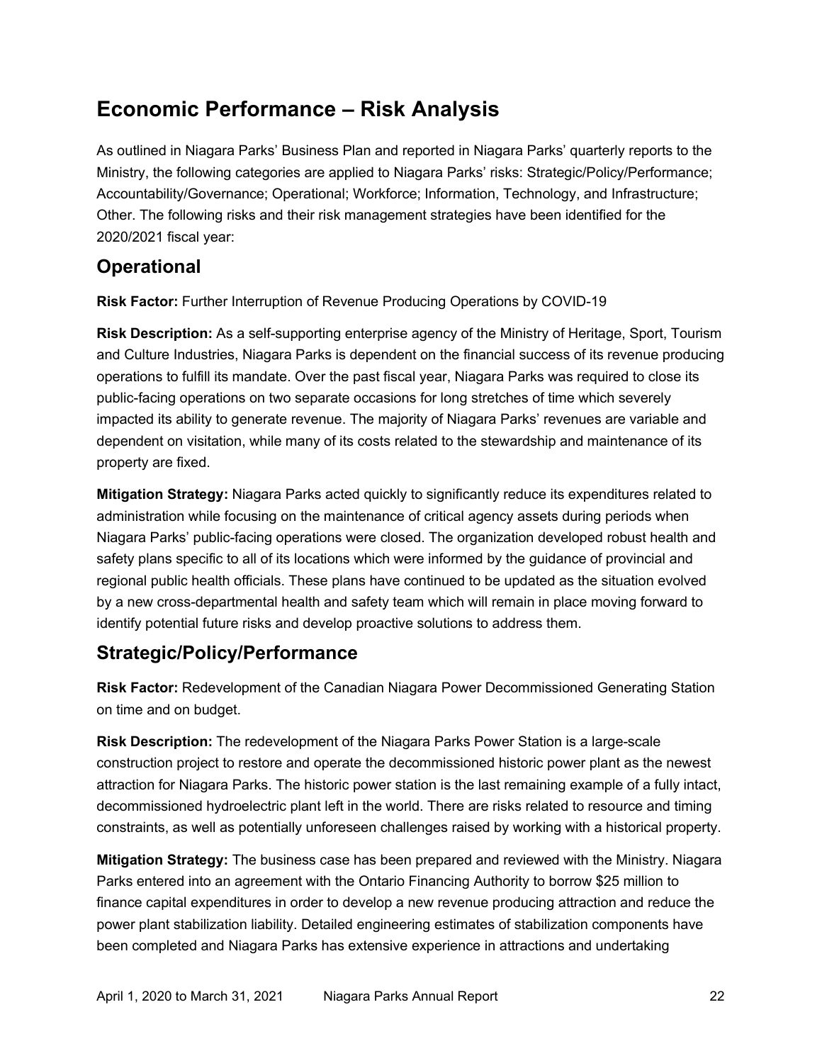# Economic Performance – Risk Analysis

As outlined in Niagara Parks' Business Plan and reported in Niagara Parks' quarterly reports to the Ministry, the following categories are applied to Niagara Parks' risks: Strategic/Policy/Performance; Accountability/Governance; Operational; Workforce; Information, Technology, and Infrastructure; Other. The following risks and their risk management strategies have been identified for the 2020/2021 fiscal year:

## Operational

**Risk Factor:** Further Interruption of Revenue Producing Operations by COVID-19

**Risk Description:** As a self-supporting enterprise agency of the Ministry of Heritage, Sport, Tourism and Culture Industries, Niagara Parks is dependent on the financial success of its revenue producing operations to fulfill its mandate. Over the past fiscal year, Niagara Parks was required to close its public-facing operations on two separate occasions for long stretches of time which severely impacted its ability to generate revenue. The majority of Niagara Parks' revenues are variable and dependent on visitation, while many of its costs related to the stewardship and maintenance of its property are fixed.

**Mitigation Strategy:** Niagara Parks acted quickly to significantly reduce its expenditures related to administration while focusing on the maintenance of critical agency assets during periods when Niagara Parks' public-facing operations were closed. The organization developed robust health and safety plans specific to all of its locations which were informed by the guidance of provincial and regional public health officials. These plans have continued to be updated as the situation evolved by a new cross-departmental health and safety team which will remain in place moving forward to identify potential future risks and develop proactive solutions to address them.

## Strategic/Policy/Performance

**Risk Factor:** Redevelopment of the Canadian Niagara Power Decommissioned Generating Station on time and on budget.

**Risk Description:** The redevelopment of the Niagara Parks Power Station is a large-scale construction project to restore and operate the decommissioned historic power plant as the newest attraction for Niagara Parks. The historic power station is the last remaining example of a fully intact, decommissioned hydroelectric plant left in the world. There are risks related to resource and timing constraints, as well as potentially unforeseen challenges raised by working with a historical property.

**Mitigation Strategy:** The business case has been prepared and reviewed with the Ministry. Niagara Parks entered into an agreement with the Ontario Financing Authority to borrow $25 million to finance capital expenditures in order to develop a new revenue producing attraction and reduce the power plant stabilization liability. Detailed engineering estimates of stabilization components have been completed and Niagara Parks has extensive experience in attractions and undertaking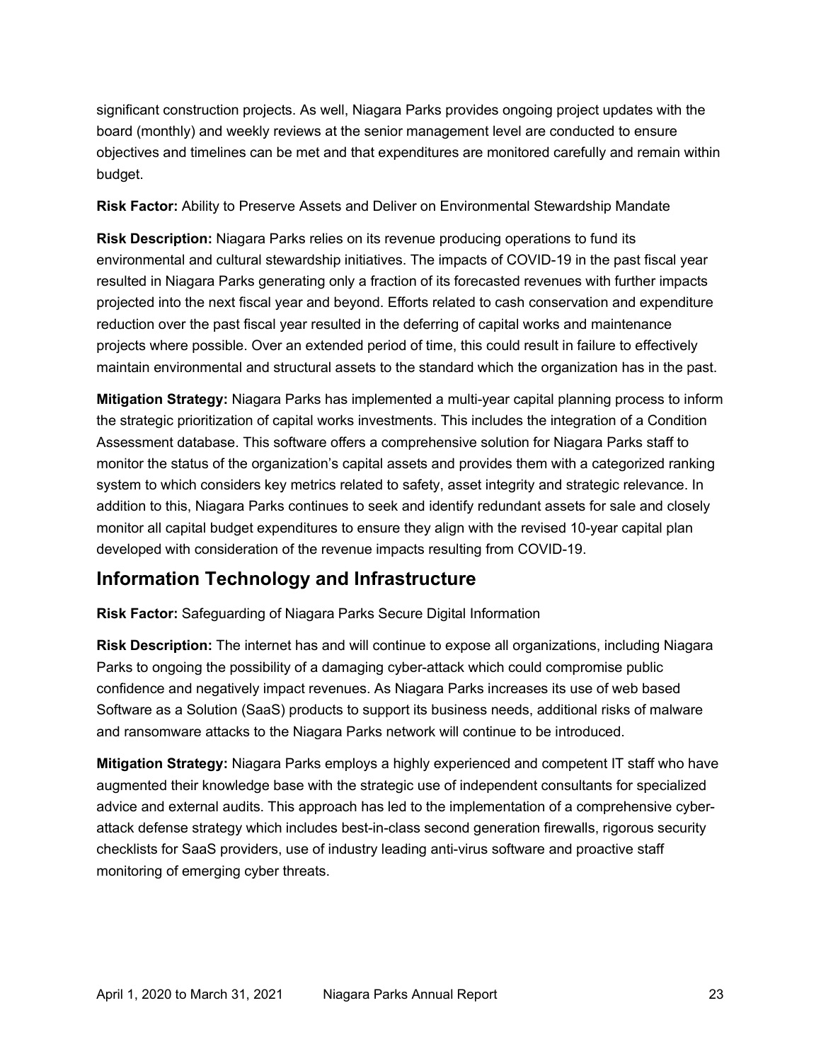significant construction projects. As well, Niagara Parks provides ongoing project updates with the board (monthly) and weekly reviews at the senior management level are conducted to ensure objectives and timelines can be met and that expenditures are monitored carefully and remain within budget.

**Risk Factor:** Ability to Preserve Assets and Deliver on Environmental Stewardship Mandate

**Risk Description:** Niagara Parks relies on its revenue producing operations to fund its environmental and cultural stewardship initiatives. The impacts of COVID-19 in the past fiscal year resulted in Niagara Parks generating only a fraction of its forecasted revenues with further impacts projected into the next fiscal year and beyond. Efforts related to cash conservation and expenditure reduction over the past fiscal year resulted in the deferring of capital works and maintenance projects where possible. Over an extended period of time, this could result in failure to effectively maintain environmental and structural assets to the standard which the organization has in the past.

**Mitigation Strategy:** Niagara Parks has implemented a multi-year capital planning process to inform the strategic prioritization of capital works investments. This includes the integration of a Condition Assessment database. This software offers a comprehensive solution for Niagara Parks staff to monitor the status of the organization's capital assets and provides them with a categorized ranking system to which considers key metrics related to safety, asset integrity and strategic relevance. In addition to this, Niagara Parks continues to seek and identify redundant assets for sale and closely monitor all capital budget expenditures to ensure they align with the revised 10-year capital plan developed with consideration of the revenue impacts resulting from COVID-19.

## Information Technology and Infrastructure

**Risk Factor:** Safeguarding of Niagara Parks Secure Digital Information

**Risk Description:** The internet has and will continue to expose all organizations, including Niagara Parks to ongoing the possibility of a damaging cyber-attack which could compromise public confidence and negatively impact revenues. As Niagara Parks increases its use of web based Software as a Solution (SaaS) products to support its business needs, additional risks of malware and ransomware attacks to the Niagara Parks network will continue to be introduced.

**Mitigation Strategy:** Niagara Parks employs a highly experienced and competent IT staff who have augmented their knowledge base with the strategic use of independent consultants for specialized advice and external audits. This approach has led to the implementation of a comprehensive cyber-attack defense strategy which includes best-in-class second generation firewalls, rigorous security checklists for SaaS providers, use of industry leading anti-virus software and proactive staff monitoring of emerging cyber threats.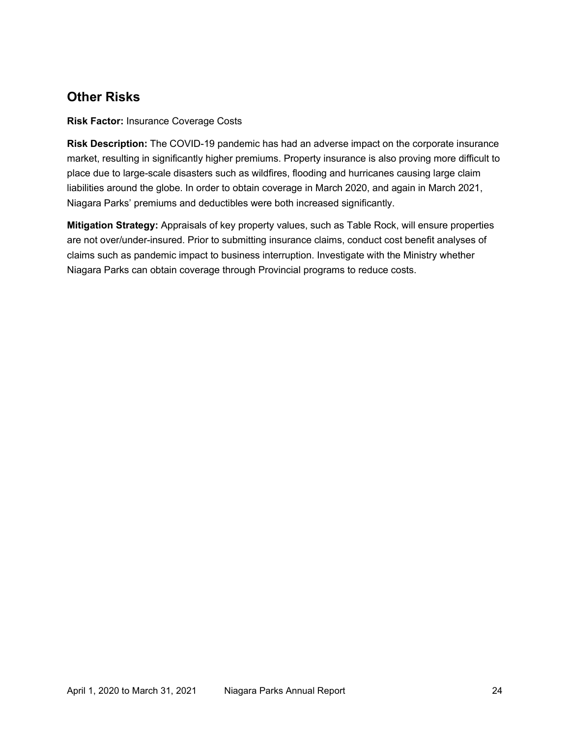## Other Risks

**Risk Factor:** Insurance Coverage Costs

**Risk Description:** The COVID-19 pandemic has had an adverse impact on the corporate insurance market, resulting in significantly higher premiums. Property insurance is also proving more difficult to place due to large-scale disasters such as wildfires, flooding and hurricanes causing large claim liabilities around the globe. In order to obtain coverage in March 2020, and again in March 2021, Niagara Parks' premiums and deductibles were both increased significantly.

**Mitigation Strategy:** Appraisals of key property values, such as Table Rock, will ensure properties are not over/under-insured. Prior to submitting insurance claims, conduct cost benefit analyses of claims such as pandemic impact to business interruption. Investigate with the Ministry whether Niagara Parks can obtain coverage through Provincial programs to reduce costs.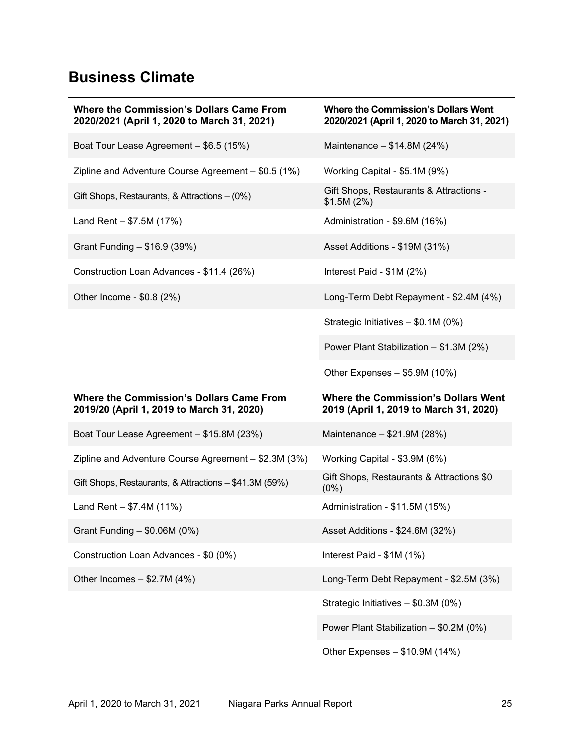## Business Climate

| Where the Commission's Dollars Came From 2020/2021 (April 1, 2020 to March 31, 2021) | Where the Commission's Dollars Went 2020/2021 (April 1, 2020 to March 31, 2021) |
|---|---|
| Boat Tour Lease Agreement – $6.5 (15%) | Maintenance – $14.8M (24%) |
| Zipline and Adventure Course Agreement – $0.5 (1%) | Working Capital - $5.1M (9%) |
| Gift Shops, Restaurants, & Attractions – (0%) | Gift Shops, Restaurants & Attractions - $1.5M (2%) |
| Land Rent – $7.5M (17%) | Administration - $9.6M (16%) |
| Grant Funding – $16.9 (39%) | Asset Additions - $19M (31%) |
| Construction Loan Advances - $11.4 (26%) | Interest Paid - $1M (2%) |
| Other Income - $0.8 (2%) | Long-Term Debt Repayment - $2.4M (4%) |
| | Strategic Initiatives – $0.1M (0%) |
| | Power Plant Stabilization – $1.3M (2%) |
| | Other Expenses – $5.9M (10%) |

| Where the Commission's Dollars Came From 2019/20 (April 1, 2019 to March 31, 2020) | Where the Commission's Dollars Went 2019 (April 1, 2019 to March 31, 2020) |
|---|---|
| Boat Tour Lease Agreement – $15.8M (23%) | Maintenance – $21.9M (28%) |
| Zipline and Adventure Course Agreement – $2.3M (3%) | Working Capital - $3.9M (6%) |
| Gift Shops, Restaurants, & Attractions – $41.3M (59%) | Gift Shops, Restaurants & Attractions $0 (0%) |
| Land Rent – $7.4M (11%) | Administration - $11.5M (15%) |
| Grant Funding – $0.06M (0%) | Asset Additions - $24.6M (32%) |
| Construction Loan Advances - $0 (0%) | Interest Paid - $1M (1%) |
| Other Incomes – $2.7M (4%) | Long-Term Debt Repayment - $2.5M (3%) |
| | Strategic Initiatives – $0.3M (0%) |
| | Power Plant Stabilization – $0.2M (0%) |
| | Other Expenses – $10.9M (14%) |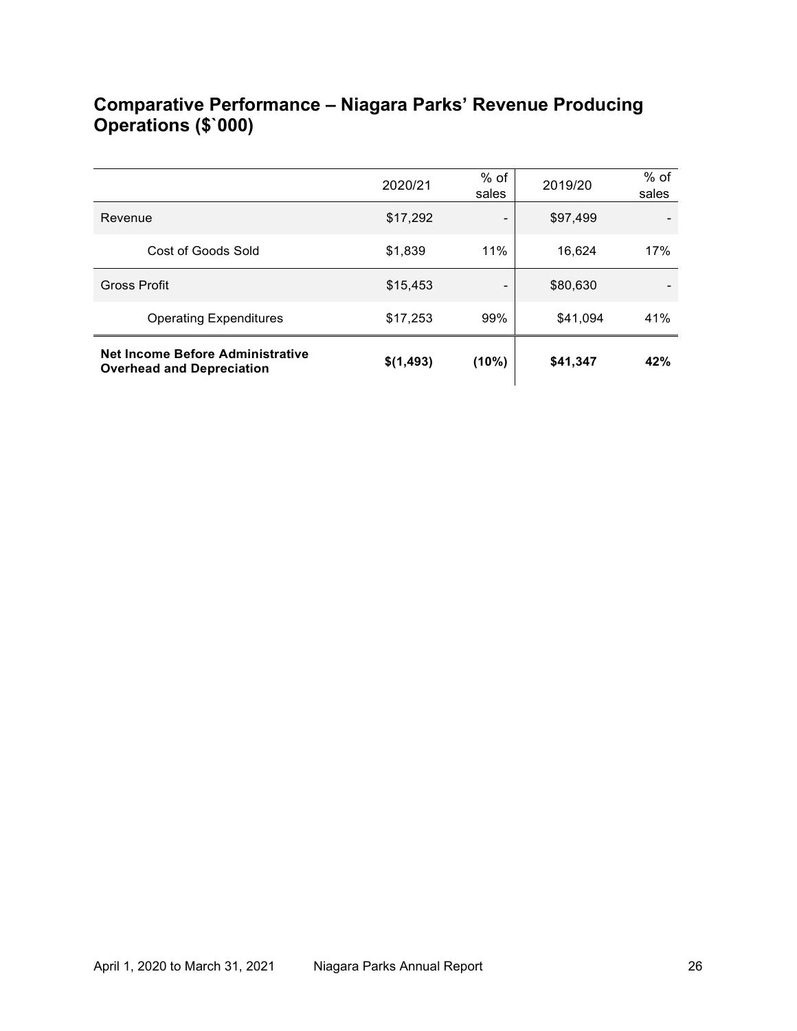## Comparative Performance – Niagara Parks’ Revenue Producing Operations ($`000)

| | 2020/21 | % of sales | 2019/20 | % of sales |
|---|---|---|---|---|
| Revenue | $17,292 | - | $97,499 | - |
| Cost of Goods Sold | $1,839 | 11% | 16,624 | 17% |
| Gross Profit | $15,453 | - | $80,630 | - |
| Operating Expenditures | $17,253 | 99% | $41,094 | 41% |
| **Net Income Before Administrative Overhead and Depreciation** | **$(1,493)** | **(10%)** | **$41,347** | **42%** |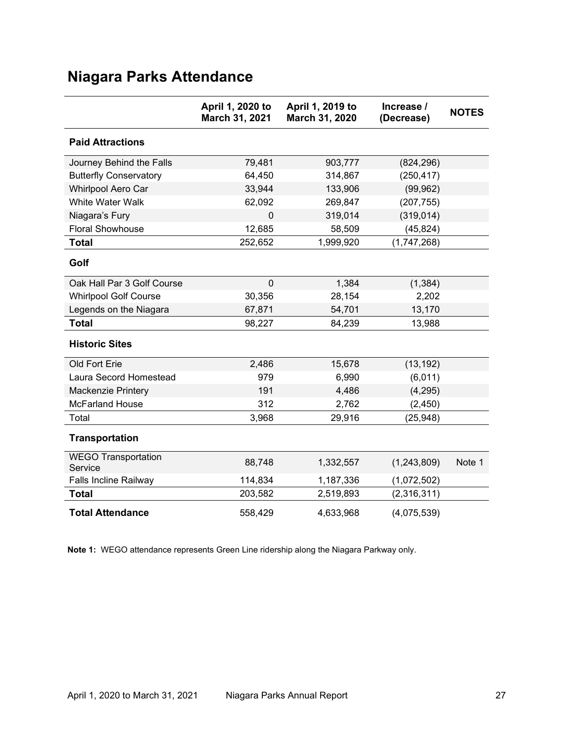## Niagara Parks Attendance

| | April 1, 2020 to March 31, 2021 | April 1, 2019 to March 31, 2020 | Increase / (Decrease) | NOTES |
|---|---|---|---|---|
| **Paid Attractions** | | | | |
| Journey Behind the Falls | 79,481 | 903,777 | (824,296) | |
| Butterfly Conservatory | 64,450 | 314,867 | (250,417) | |
| Whirlpool Aero Car | 33,944 | 133,906 | (99,962) | |
| White Water Walk | 62,092 | 269,847 | (207,755) | |
| Niagara's Fury | 0 | 319,014 | (319,014) | |
| Floral Showhouse | 12,685 | 58,509 | (45,824) | |
| **Total** | 252,652 | 1,999,920 | (1,747,268) | |
| **Golf** | | | | |
| Oak Hall Par 3 Golf Course | 0 | 1,384 | (1,384) | |
| Whirlpool Golf Course | 30,356 | 28,154 | 2,202 | |
| Legends on the Niagara | 67,871 | 54,701 | 13,170 | |
| **Total** | 98,227 | 84,239 | 13,988 | |
| **Historic Sites** | | | | |
| Old Fort Erie | 2,486 | 15,678 | (13,192) | |
| Laura Secord Homestead | 979 | 6,990 | (6,011) | |
| Mackenzie Printery | 191 | 4,486 | (4,295) | |
| McFarland House | 312 | 2,762 | (2,450) | |
| Total | 3,968 | 29,916 | (25,948) | |
| **Transportation** | | | | |
| WEGO Transportation Service | 88,748 | 1,332,557 | (1,243,809) | Note 1 |
| Falls Incline Railway | 114,834 | 1,187,336 | (1,072,502) | |
| **Total** | 203,582 | 2,519,893 | (2,316,311) | |
| **Total Attendance** | 558,429 | 4,633,968 | (4,075,539) | |

**Note 1:** WEGO attendance represents Green Line ridership along the Niagara Parkway only.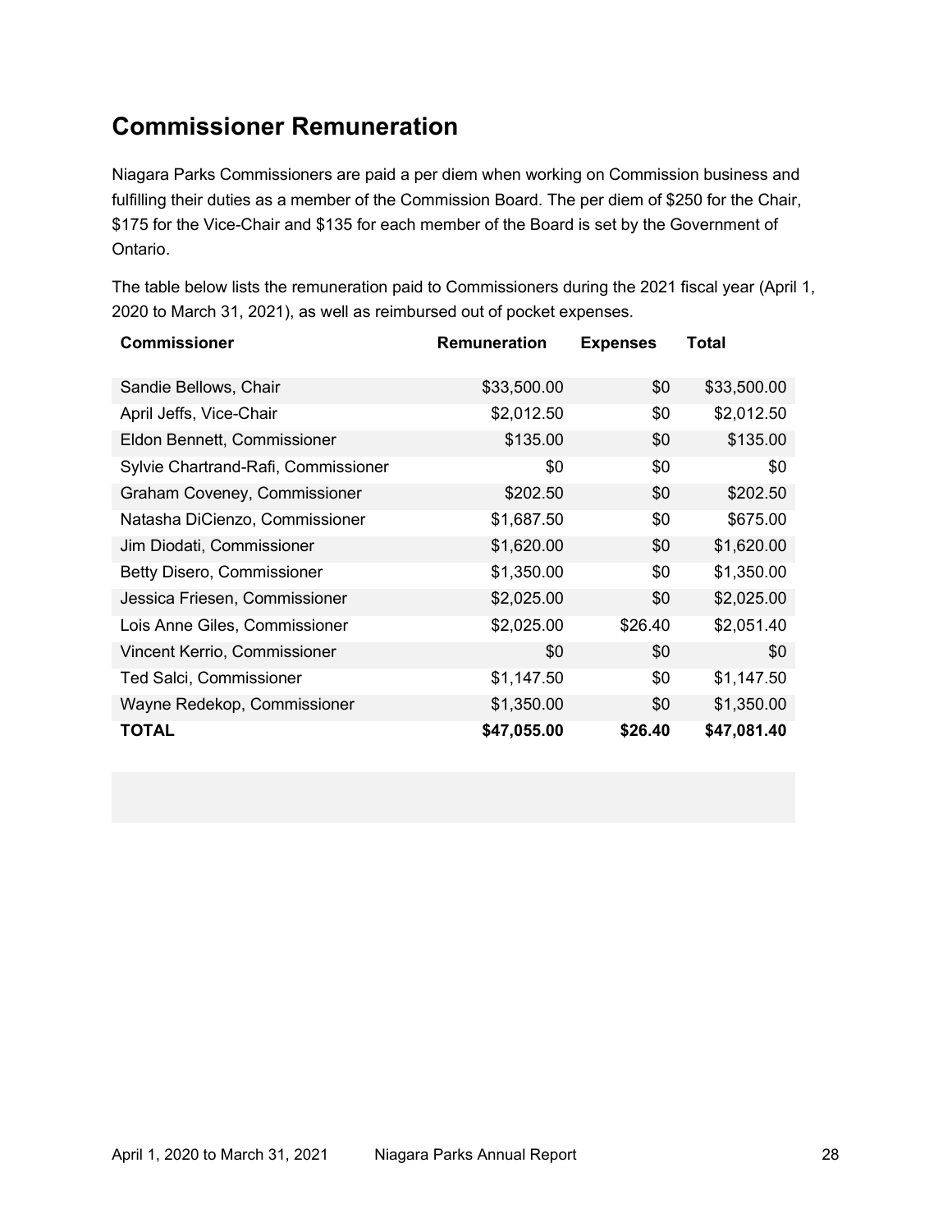## Commissioner Remuneration

Niagara Parks Commissioners are paid a per diem when working on Commission business and fulfilling their duties as a member of the Commission Board. The per diem of $250 for the Chair, $175 for the Vice-Chair and $135 for each member of the Board is set by the Government of Ontario.

The table below lists the remuneration paid to Commissioners during the 2021 fiscal year (April 1, 2020 to March 31, 2021), as well as reimbursed out of pocket expenses.

| Commissioner | Remuneration | Expenses | Total |
|---|---|---|---|
| Sandie Bellows, Chair | $33,500.00 | $0 | $33,500.00 |
| April Jeffs, Vice-Chair | $2,012.50 | $0 | $2,012.50 |
| Eldon Bennett, Commissioner | $135.00 | $0 | $135.00 |
| Sylvie Chartrand-Rafi, Commissioner | $0 | $0 | $0 |
| Graham Coveney, Commissioner | $202.50 | $0 | $202.50 |
| Natasha DiCienzo, Commissioner | $1,687.50 | $0 | $675.00 |
| Jim Diodati, Commissioner | $1,620.00 | $0 | $1,620.00 |
| Betty Disero, Commissioner | $1,350.00 | $0 | $1,350.00 |
| Jessica Friesen, Commissioner | $2,025.00 | $0 | $2,025.00 |
| Lois Anne Giles, Commissioner | $2,025.00 | $26.40 | $2,051.40 |
| Vincent Kerrio, Commissioner | $0 | $0 | $0 |
| Ted Salci, Commissioner | $1,147.50 | $0 | $1,147.50 |
| Wayne Redekop, Commissioner | $1,350.00 | $0 | $1,350.00 |
| **TOTAL** | **$47,055.00** | **$26.40** | **$47,081.40** |